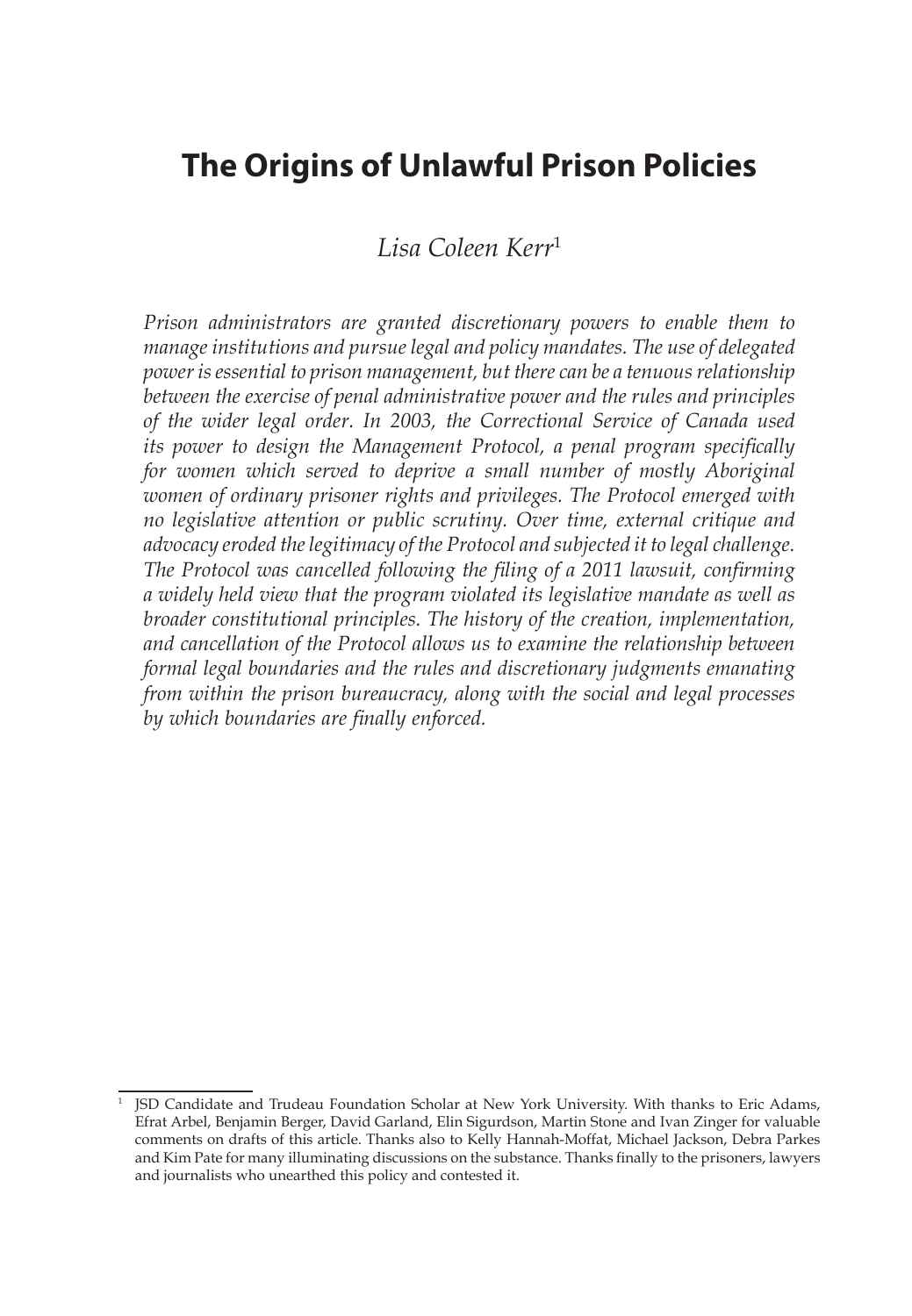# The Origins of Unlawful Prison Policies

*Lisa Coleen Kerr*[1]

*Prison administrators are granted discretionary powers to enable them to manage institutions and pursue legal and policy mandates. The use of delegated power is essential to prison management, but there can be a tenuous relationship between the exercise of penal administrative power and the rules and principles of the wider legal order. In 2003, the Correctional Service of Canada used its power to design the Management Protocol, a penal program specifically for women which served to deprive a small number of mostly Aboriginal women of ordinary prisoner rights and privileges. The Protocol emerged with no legislative attention or public scrutiny. Over time, external critique and advocacy eroded the legitimacy of the Protocol and subjected it to legal challenge. The Protocol was cancelled following the filing of a 2011 lawsuit, confirming a widely held view that the program violated its legislative mandate as well as broader constitutional principles. The history of the creation, implementation, and cancellation of the Protocol allows us to examine the relationship between formal legal boundaries and the rules and discretionary judgments emanating from within the prison bureaucracy, along with the social and legal processes by which boundaries are finally enforced.*

---

[1] JSD Candidate and Trudeau Foundation Scholar at New York University. With thanks to Eric Adams, Efrat Arbel, Benjamin Berger, David Garland, Elin Sigurdson, Martin Stone and Ivan Zinger for valuable comments on drafts of this article. Thanks also to Kelly Hannah-Moffat, Michael Jackson, Debra Parkes and Kim Pate for many illuminating discussions on the substance. Thanks finally to the prisoners, lawyers and journalists who unearthed this policy and contested it.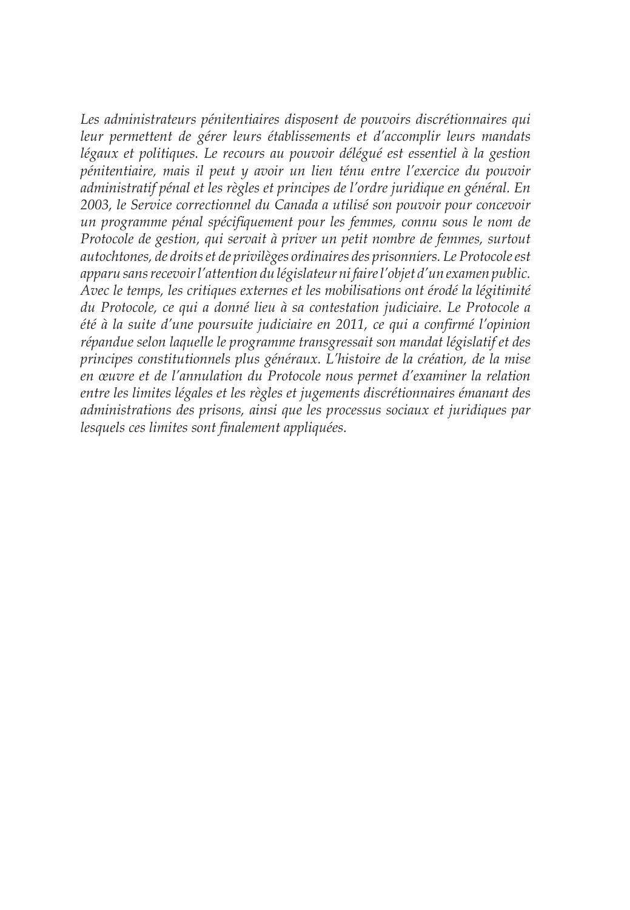*Les administrateurs pénitentiaires disposent de pouvoirs discrétionnaires qui leur permettent de gérer leurs établissements et d'accomplir leurs mandats légaux et politiques. Le recours au pouvoir délégué est essentiel à la gestion pénitentiaire, mais il peut y avoir un lien ténu entre l'exercice du pouvoir administratif pénal et les règles et principes de l'ordre juridique en général. En 2003, le Service correctionnel du Canada a utilisé son pouvoir pour concevoir un programme pénal spécifiquement pour les femmes, connu sous le nom de Protocole de gestion, qui servait à priver un petit nombre de femmes, surtout autochtones, de droits et de privilèges ordinaires des prisonniers. Le Protocole est apparu sans recevoir l'attention du législateur ni faire l'objet d'un examen public. Avec le temps, les critiques externes et les mobilisations ont érodé la légitimité du Protocole, ce qui a donné lieu à sa contestation judiciaire. Le Protocole a été à la suite d'une poursuite judiciaire en 2011, ce qui a confirmé l'opinion répandue selon laquelle le programme transgressait son mandat législatif et des principes constitutionnels plus généraux. L'histoire de la création, de la mise en œuvre et de l'annulation du Protocole nous permet d'examiner la relation entre les limites légales et les règles et jugements discrétionnaires émanant des administrations des prisons, ainsi que les processus sociaux et juridiques par lesquels ces limites sont finalement appliquées.*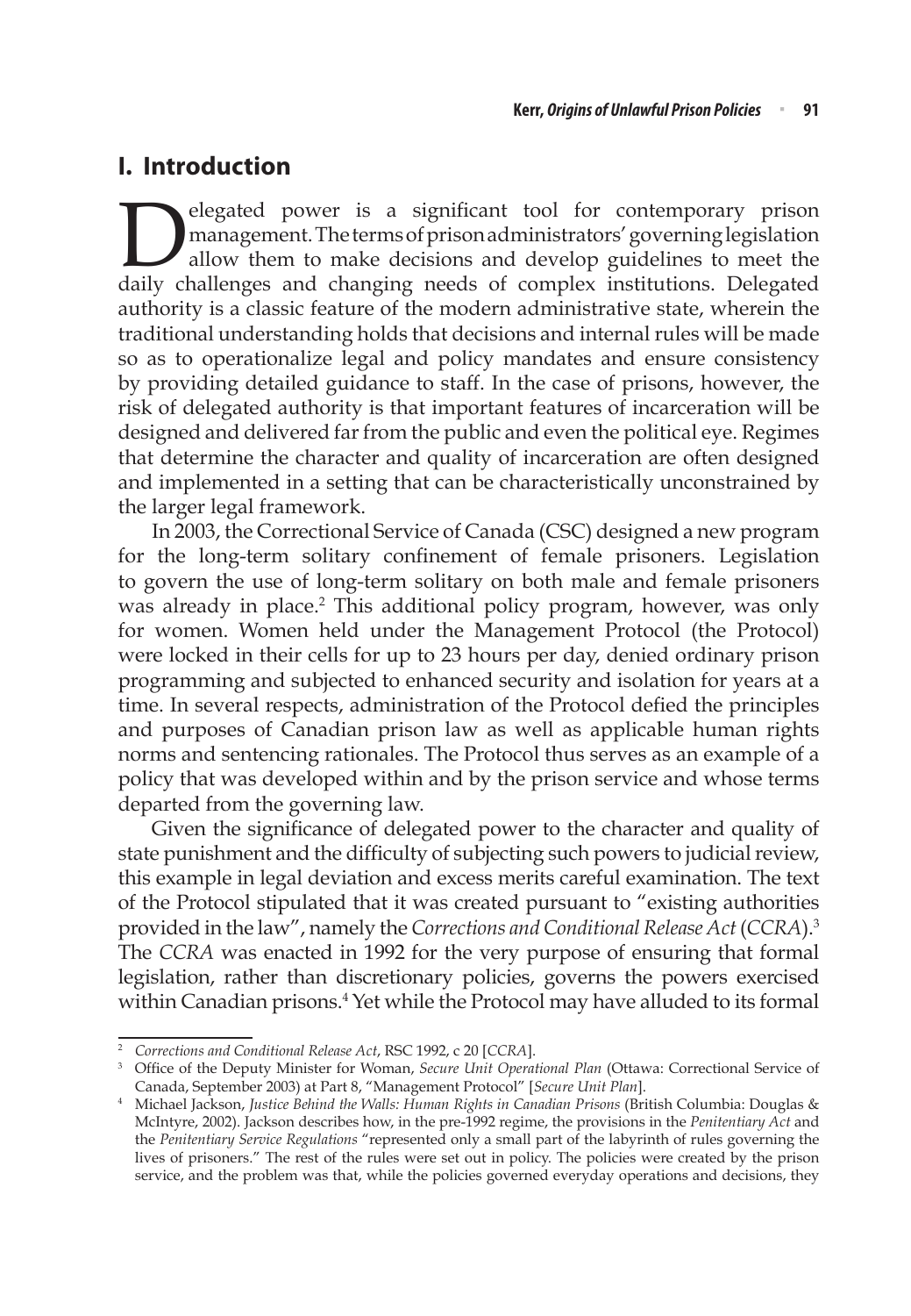# I. Introduction

Delegated power is a significant tool for contemporary prison management. The terms of prison administrators' governing legislation allow them to make decisions and develop guidelines to meet the daily challenges and changing needs of complex institutions. Delegated authority is a classic feature of the modern administrative state, wherein the traditional understanding holds that decisions and internal rules will be made so as to operationalize legal and policy mandates and ensure consistency by providing detailed guidance to staff. In the case of prisons, however, the risk of delegated authority is that important features of incarceration will be designed and delivered far from the public and even the political eye. Regimes that determine the character and quality of incarceration are often designed and implemented in a setting that can be characteristically unconstrained by the larger legal framework.

In 2003, the Correctional Service of Canada (CSC) designed a new program for the long-term solitary confinement of female prisoners. Legislation to govern the use of long-term solitary on both male and female prisoners was already in place.[2] This additional policy program, however, was only for women. Women held under the Management Protocol (the Protocol) were locked in their cells for up to 23 hours per day, denied ordinary prison programming and subjected to enhanced security and isolation for years at a time. In several respects, administration of the Protocol defied the principles and purposes of Canadian prison law as well as applicable human rights norms and sentencing rationales. The Protocol thus serves as an example of a policy that was developed within and by the prison service and whose terms departed from the governing law.

Given the significance of delegated power to the character and quality of state punishment and the difficulty of subjecting such powers to judicial review, this example in legal deviation and excess merits careful examination. The text of the Protocol stipulated that it was created pursuant to "existing authorities provided in the law", namely the *Corrections and Conditional Release Act* (*CCRA*).[3] The *CCRA* was enacted in 1992 for the very purpose of ensuring that formal legislation, rather than discretionary policies, governs the powers exercised within Canadian prisons.[4] Yet while the Protocol may have alluded to its formal

---

[2] *Corrections and Conditional Release Act*, RSC 1992, c 20 [*CCRA*].

[3] Office of the Deputy Minister for Woman, *Secure Unit Operational Plan* (Ottawa: Correctional Service of Canada, September 2003) at Part 8, "Management Protocol" [*Secure Unit Plan*].

[4] Michael Jackson, *Justice Behind the Walls: Human Rights in Canadian Prisons* (British Columbia: Douglas & McIntyre, 2002). Jackson describes how, in the pre-1992 regime, the provisions in the *Penitentiary Act* and the *Penitentiary Service Regulations* "represented only a small part of the labyrinth of rules governing the lives of prisoners." The rest of the rules were set out in policy. The policies were created by the prison service, and the problem was that, while the policies governed everyday operations and decisions, they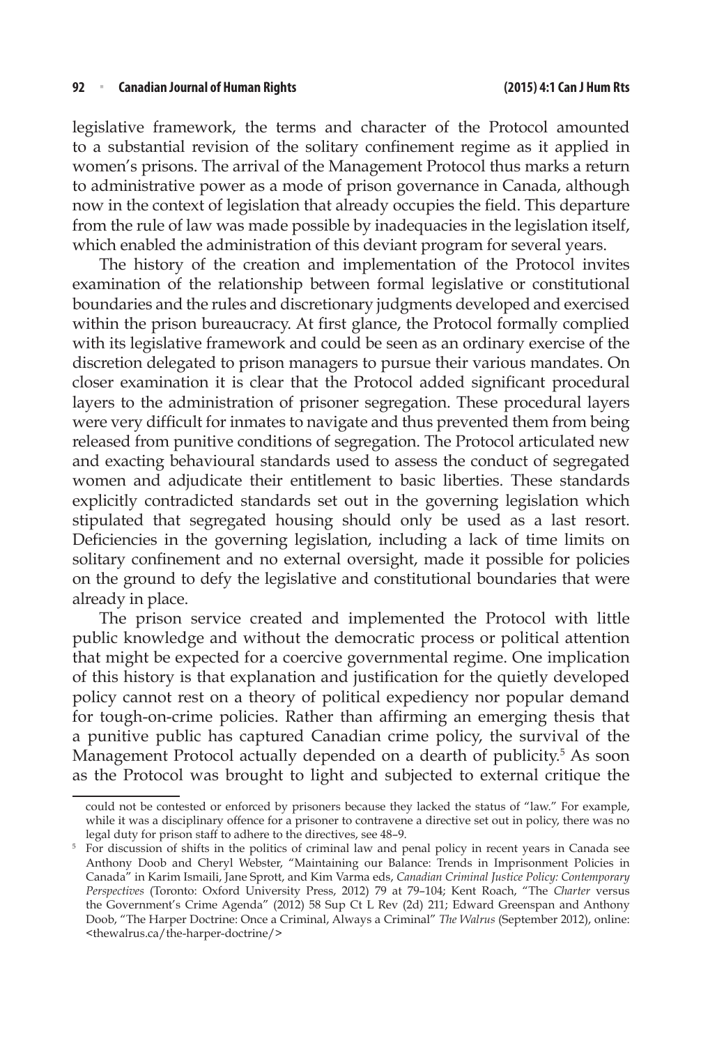legislative framework, the terms and character of the Protocol amounted to a substantial revision of the solitary confinement regime as it applied in women's prisons. The arrival of the Management Protocol thus marks a return to administrative power as a mode of prison governance in Canada, although now in the context of legislation that already occupies the field. This departure from the rule of law was made possible by inadequacies in the legislation itself, which enabled the administration of this deviant program for several years.

The history of the creation and implementation of the Protocol invites examination of the relationship between formal legislative or constitutional boundaries and the rules and discretionary judgments developed and exercised within the prison bureaucracy. At first glance, the Protocol formally complied with its legislative framework and could be seen as an ordinary exercise of the discretion delegated to prison managers to pursue their various mandates. On closer examination it is clear that the Protocol added significant procedural layers to the administration of prisoner segregation. These procedural layers were very difficult for inmates to navigate and thus prevented them from being released from punitive conditions of segregation. The Protocol articulated new and exacting behavioural standards used to assess the conduct of segregated women and adjudicate their entitlement to basic liberties. These standards explicitly contradicted standards set out in the governing legislation which stipulated that segregated housing should only be used as a last resort. Deficiencies in the governing legislation, including a lack of time limits on solitary confinement and no external oversight, made it possible for policies on the ground to defy the legislative and constitutional boundaries that were already in place.

The prison service created and implemented the Protocol with little public knowledge and without the democratic process or political attention that might be expected for a coercive governmental regime. One implication of this history is that explanation and justification for the quietly developed policy cannot rest on a theory of political expediency nor popular demand for tough-on-crime policies. Rather than affirming an emerging thesis that a punitive public has captured Canadian crime policy, the survival of the Management Protocol actually depended on a dearth of publicity.[5] As soon as the Protocol was brought to light and subjected to external critique the

---

could not be contested or enforced by prisoners because they lacked the status of "law." For example, while it was a disciplinary offence for a prisoner to contravene a directive set out in policy, there was no legal duty for prison staff to adhere to the directives, see 48–9.

[5] For discussion of shifts in the politics of criminal law and penal policy in recent years in Canada see Anthony Doob and Cheryl Webster, "Maintaining our Balance: Trends in Imprisonment Policies in Canada" in Karim Ismaili, Jane Sprott, and Kim Varma eds, *Canadian Criminal Justice Policy: Contemporary Perspectives* (Toronto: Oxford University Press, 2012) 79 at 79–104; Kent Roach, "The *Charter* versus the Government's Crime Agenda" (2012) 58 Sup Ct L Rev (2d) 211; Edward Greenspan and Anthony Doob, "The Harper Doctrine: Once a Criminal, Always a Criminal" *The Walrus* (September 2012), online: <thewalrus.ca/the-harper-doctrine/>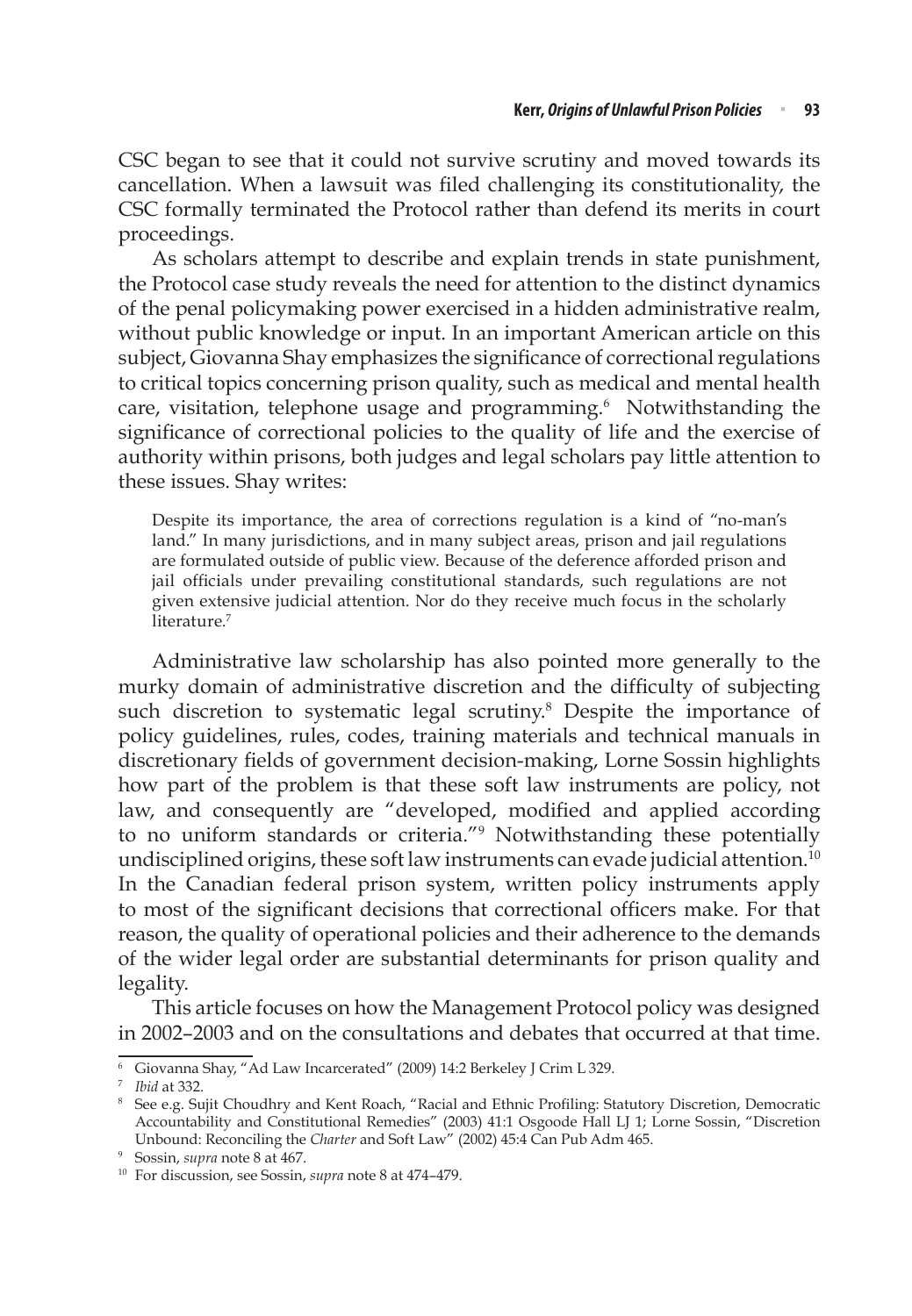CSC began to see that it could not survive scrutiny and moved towards its cancellation. When a lawsuit was filed challenging its constitutionality, the CSC formally terminated the Protocol rather than defend its merits in court proceedings.

As scholars attempt to describe and explain trends in state punishment, the Protocol case study reveals the need for attention to the distinct dynamics of the penal policymaking power exercised in a hidden administrative realm, without public knowledge or input. In an important American article on this subject, Giovanna Shay emphasizes the significance of correctional regulations to critical topics concerning prison quality, such as medical and mental health care, visitation, telephone usage and programming.[6] Notwithstanding the significance of correctional policies to the quality of life and the exercise of authority within prisons, both judges and legal scholars pay little attention to these issues. Shay writes:

> Despite its importance, the area of corrections regulation is a kind of "no-man's land." In many jurisdictions, and in many subject areas, prison and jail regulations are formulated outside of public view. Because of the deference afforded prison and jail officials under prevailing constitutional standards, such regulations are not given extensive judicial attention. Nor do they receive much focus in the scholarly literature.[7]

Administrative law scholarship has also pointed more generally to the murky domain of administrative discretion and the difficulty of subjecting such discretion to systematic legal scrutiny.[8] Despite the importance of policy guidelines, rules, codes, training materials and technical manuals in discretionary fields of government decision-making, Lorne Sossin highlights how part of the problem is that these soft law instruments are policy, not law, and consequently are "developed, modified and applied according to no uniform standards or criteria."[9] Notwithstanding these potentially undisciplined origins, these soft law instruments can evade judicial attention.[10] In the Canadian federal prison system, written policy instruments apply to most of the significant decisions that correctional officers make. For that reason, the quality of operational policies and their adherence to the demands of the wider legal order are substantial determinants for prison quality and legality.

This article focuses on how the Management Protocol policy was designed in 2002–2003 and on the consultations and debates that occurred at that time.

---

[6] Giovanna Shay, "Ad Law Incarcerated" (2009) 14:2 Berkeley J Crim L 329.

[7] *Ibid* at 332.

[8] See e.g. Sujit Choudhry and Kent Roach, "Racial and Ethnic Profiling: Statutory Discretion, Democratic Accountability and Constitutional Remedies" (2003) 41:1 Osgoode Hall LJ 1; Lorne Sossin, "Discretion Unbound: Reconciling the *Charter* and Soft Law" (2002) 45:4 Can Pub Adm 465.

[9] Sossin, *supra* note 8 at 467.

[10] For discussion, see Sossin, *supra* note 8 at 474–479.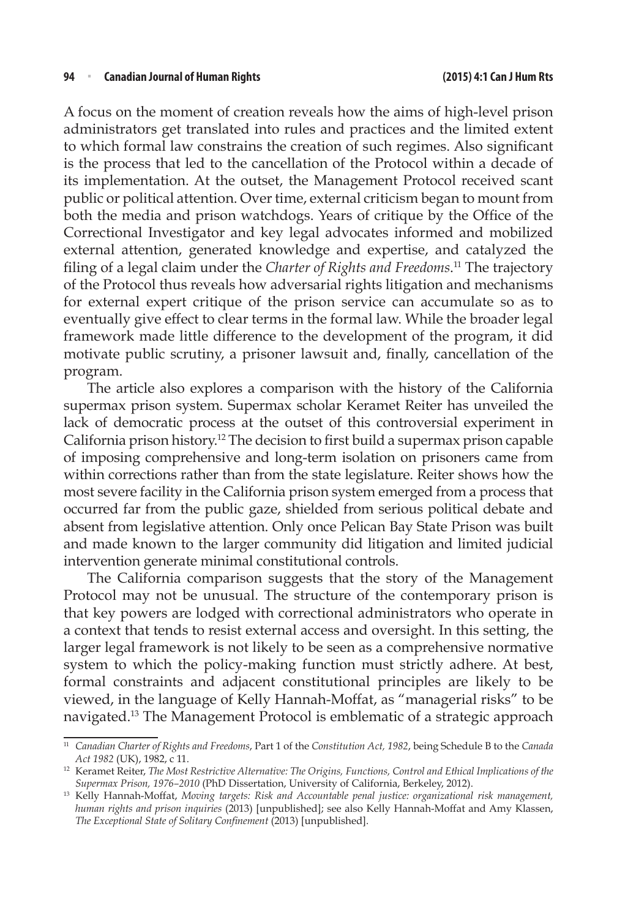A focus on the moment of creation reveals how the aims of high-level prison administrators get translated into rules and practices and the limited extent to which formal law constrains the creation of such regimes. Also significant is the process that led to the cancellation of the Protocol within a decade of its implementation. At the outset, the Management Protocol received scant public or political attention. Over time, external criticism began to mount from both the media and prison watchdogs. Years of critique by the Office of the Correctional Investigator and key legal advocates informed and mobilized external attention, generated knowledge and expertise, and catalyzed the filing of a legal claim under the *Charter of Rights and Freedoms*.[11] The trajectory of the Protocol thus reveals how adversarial rights litigation and mechanisms for external expert critique of the prison service can accumulate so as to eventually give effect to clear terms in the formal law. While the broader legal framework made little difference to the development of the program, it did motivate public scrutiny, a prisoner lawsuit and, finally, cancellation of the program.

The article also explores a comparison with the history of the California supermax prison system. Supermax scholar Keramet Reiter has unveiled the lack of democratic process at the outset of this controversial experiment in California prison history.[12] The decision to first build a supermax prison capable of imposing comprehensive and long-term isolation on prisoners came from within corrections rather than from the state legislature. Reiter shows how the most severe facility in the California prison system emerged from a process that occurred far from the public gaze, shielded from serious political debate and absent from legislative attention. Only once Pelican Bay State Prison was built and made known to the larger community did litigation and limited judicial intervention generate minimal constitutional controls.

The California comparison suggests that the story of the Management Protocol may not be unusual. The structure of the contemporary prison is that key powers are lodged with correctional administrators who operate in a context that tends to resist external access and oversight. In this setting, the larger legal framework is not likely to be seen as a comprehensive normative system to which the policy-making function must strictly adhere. At best, formal constraints and adjacent constitutional principles are likely to be viewed, in the language of Kelly Hannah-Moffat, as "managerial risks" to be navigated.[13] The Management Protocol is emblematic of a strategic approach

---

[11] *Canadian Charter of Rights and Freedoms*, Part 1 of the *Constitution Act, 1982*, being Schedule B to the *Canada Act 1982* (UK), 1982, c 11.

[12] Keramet Reiter, *The Most Restrictive Alternative: The Origins, Functions, Control and Ethical Implications of the Supermax Prison, 1976–2010* (PhD Dissertation, University of California, Berkeley, 2012).

[13] Kelly Hannah-Moffat, *Moving targets: Risk and Accountable penal justice: organizational risk management, human rights and prison inquiries* (2013) [unpublished]; see also Kelly Hannah-Moffat and Amy Klassen, *The Exceptional State of Solitary Confinement* (2013) [unpublished].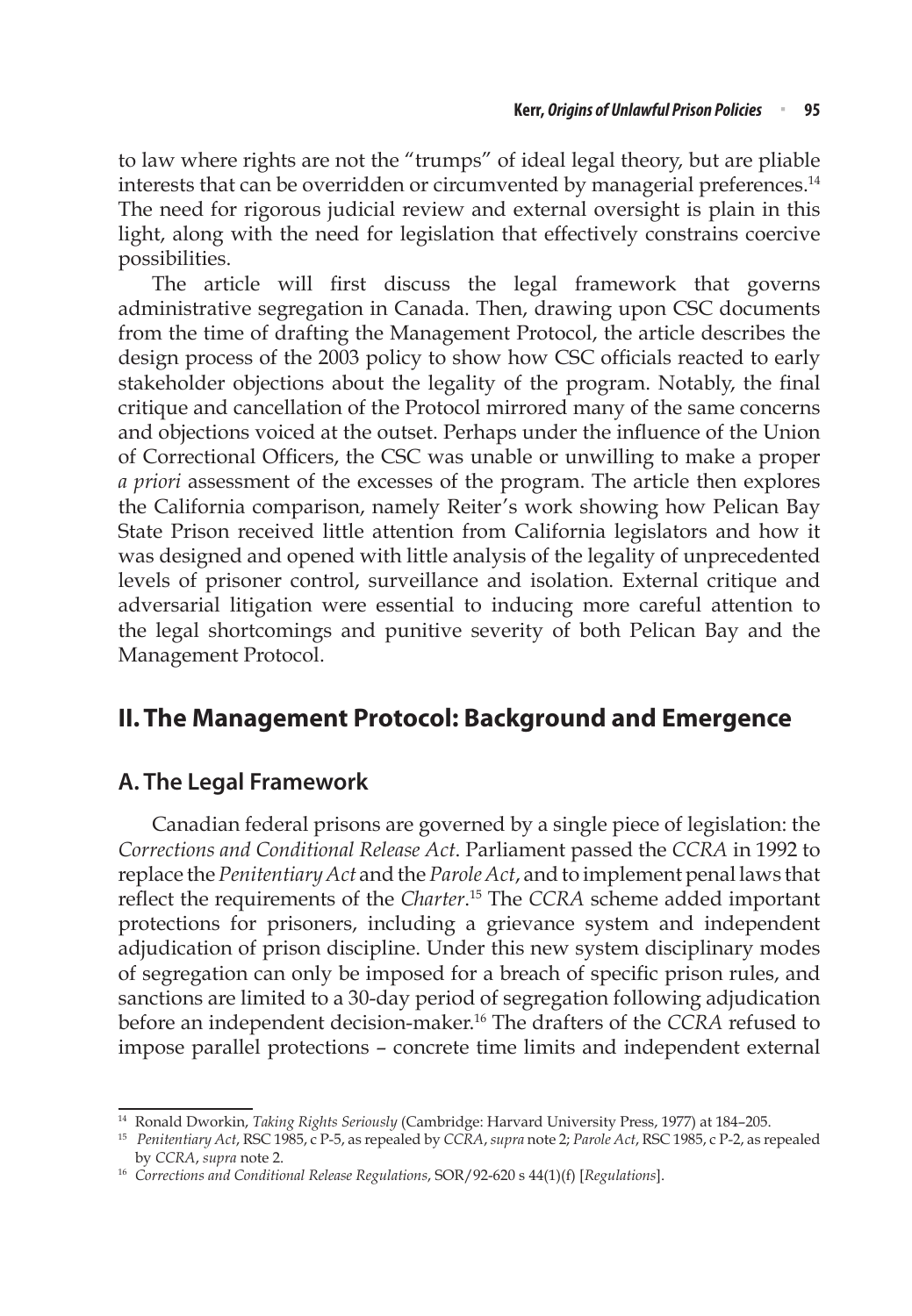to law where rights are not the "trumps" of ideal legal theory, but are pliable interests that can be overridden or circumvented by managerial preferences.[14] The need for rigorous judicial review and external oversight is plain in this light, along with the need for legislation that effectively constrains coercive possibilities.

The article will first discuss the legal framework that governs administrative segregation in Canada. Then, drawing upon CSC documents from the time of drafting the Management Protocol, the article describes the design process of the 2003 policy to show how CSC officials reacted to early stakeholder objections about the legality of the program. Notably, the final critique and cancellation of the Protocol mirrored many of the same concerns and objections voiced at the outset. Perhaps under the influence of the Union of Correctional Officers, the CSC was unable or unwilling to make a proper *a priori* assessment of the excesses of the program. The article then explores the California comparison, namely Reiter's work showing how Pelican Bay State Prison received little attention from California legislators and how it was designed and opened with little analysis of the legality of unprecedented levels of prisoner control, surveillance and isolation. External critique and adversarial litigation were essential to inducing more careful attention to the legal shortcomings and punitive severity of both Pelican Bay and the Management Protocol.

## II. The Management Protocol: Background and Emergence

### A. The Legal Framework

Canadian federal prisons are governed by a single piece of legislation: the *Corrections and Conditional Release Act*. Parliament passed the *CCRA* in 1992 to replace the *Penitentiary Act* and the *Parole Act*, and to implement penal laws that reflect the requirements of the *Charter*.[15] The *CCRA* scheme added important protections for prisoners, including a grievance system and independent adjudication of prison discipline. Under this new system disciplinary modes of segregation can only be imposed for a breach of specific prison rules, and sanctions are limited to a 30-day period of segregation following adjudication before an independent decision-maker.[16] The drafters of the *CCRA* refused to impose parallel protections – concrete time limits and independent external

---

[14] Ronald Dworkin, *Taking Rights Seriously* (Cambridge: Harvard University Press, 1977) at 184–205.

[15] *Penitentiary Act*, RSC 1985, c P-5, as repealed by *CCRA*, *supra* note 2; *Parole Act*, RSC 1985, c P-2, as repealed by *CCRA*, *supra* note 2.

[16] *Corrections and Conditional Release Regulations*, SOR/92-620 s 44(1)(f) [*Regulations*].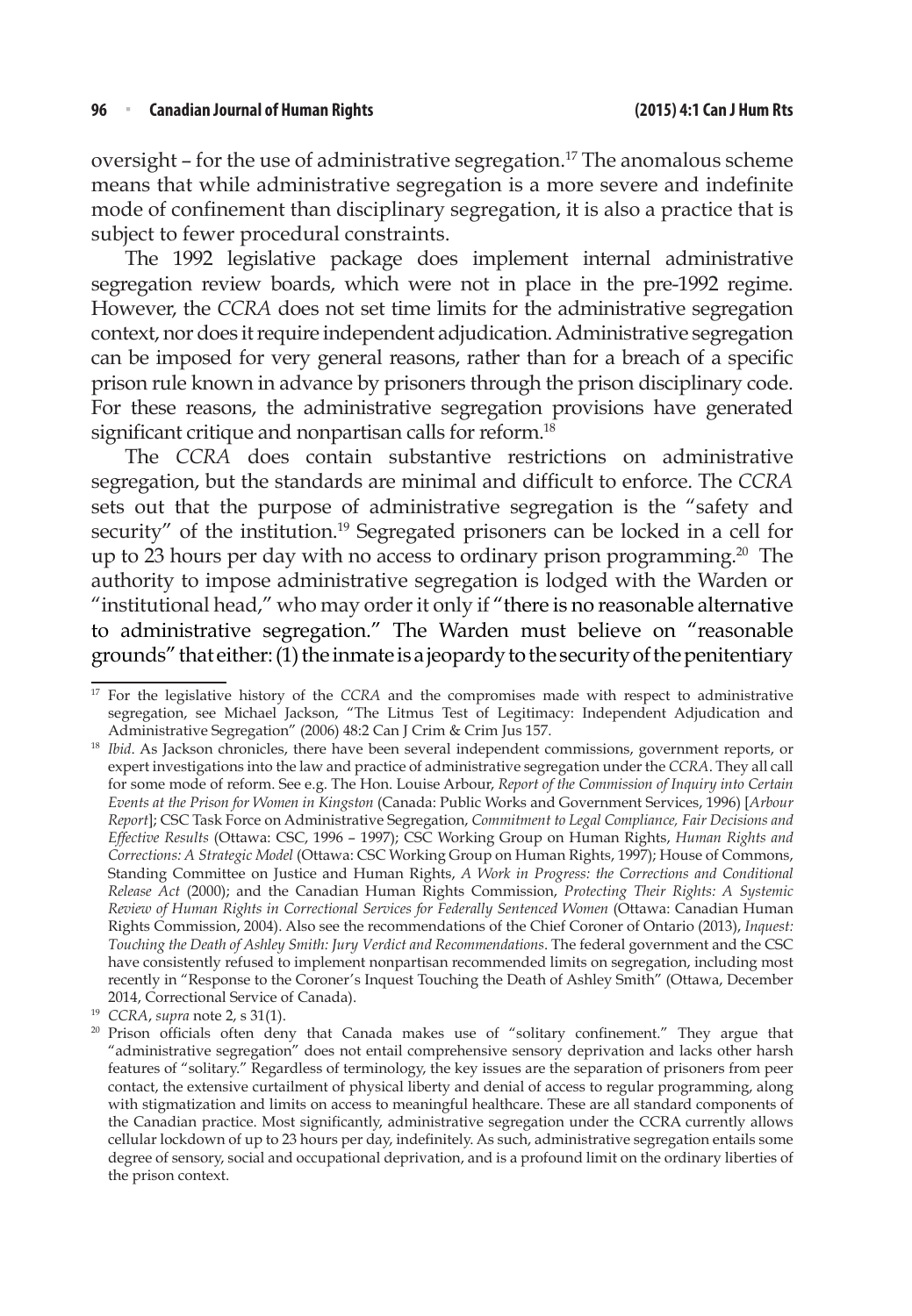oversight – for the use of administrative segregation.[17] The anomalous scheme means that while administrative segregation is a more severe and indefinite mode of confinement than disciplinary segregation, it is also a practice that is subject to fewer procedural constraints.

The 1992 legislative package does implement internal administrative segregation review boards, which were not in place in the pre-1992 regime. However, the *CCRA* does not set time limits for the administrative segregation context, nor does it require independent adjudication. Administrative segregation can be imposed for very general reasons, rather than for a breach of a specific prison rule known in advance by prisoners through the prison disciplinary code. For these reasons, the administrative segregation provisions have generated significant critique and nonpartisan calls for reform.[18]

The *CCRA* does contain substantive restrictions on administrative segregation, but the standards are minimal and difficult to enforce. The *CCRA* sets out that the purpose of administrative segregation is the "safety and security" of the institution.[19] Segregated prisoners can be locked in a cell for up to 23 hours per day with no access to ordinary prison programming.[20] The authority to impose administrative segregation is lodged with the Warden or "institutional head," who may order it only if "there is no reasonable alternative to administrative segregation." The Warden must believe on "reasonable grounds" that either: (1) the inmate is a jeopardy to the security of the penitentiary

---

[17] For the legislative history of the *CCRA* and the compromises made with respect to administrative segregation, see Michael Jackson, "The Litmus Test of Legitimacy: Independent Adjudication and Administrative Segregation" (2006) 48:2 Can J Crim & Crim Jus 157.

[18] *Ibid*. As Jackson chronicles, there have been several independent commissions, government reports, or expert investigations into the law and practice of administrative segregation under the *CCRA*. They all call for some mode of reform. See e.g. The Hon. Louise Arbour, *Report of the Commission of Inquiry into Certain Events at the Prison for Women in Kingston* (Canada: Public Works and Government Services, 1996) [*Arbour Report*]; CSC Task Force on Administrative Segregation, *Commitment to Legal Compliance, Fair Decisions and Effective Results* (Ottawa: CSC, 1996 – 1997); CSC Working Group on Human Rights, *Human Rights and Corrections: A Strategic Model* (Ottawa: CSC Working Group on Human Rights, 1997); House of Commons, Standing Committee on Justice and Human Rights, *A Work in Progress: the Corrections and Conditional Release Act* (2000); and the Canadian Human Rights Commission, *Protecting Their Rights: A Systemic Review of Human Rights in Correctional Services for Federally Sentenced Women* (Ottawa: Canadian Human Rights Commission, 2004). Also see the recommendations of the Chief Coroner of Ontario (2013), *Inquest: Touching the Death of Ashley Smith: Jury Verdict and Recommendations*. The federal government and the CSC have consistently refused to implement nonpartisan recommended limits on segregation, including most recently in "Response to the Coroner's Inquest Touching the Death of Ashley Smith" (Ottawa, December 2014, Correctional Service of Canada).

[19] *CCRA*, *supra* note 2, s 31(1).

[20] Prison officials often deny that Canada makes use of "solitary confinement." They argue that "administrative segregation" does not entail comprehensive sensory deprivation and lacks other harsh features of "solitary." Regardless of terminology, the key issues are the separation of prisoners from peer contact, the extensive curtailment of physical liberty and denial of access to regular programming, along with stigmatization and limits on access to meaningful healthcare. These are all standard components of the Canadian practice. Most significantly, administrative segregation under the CCRA currently allows cellular lockdown of up to 23 hours per day, indefinitely. As such, administrative segregation entails some degree of sensory, social and occupational deprivation, and is a profound limit on the ordinary liberties of the prison context.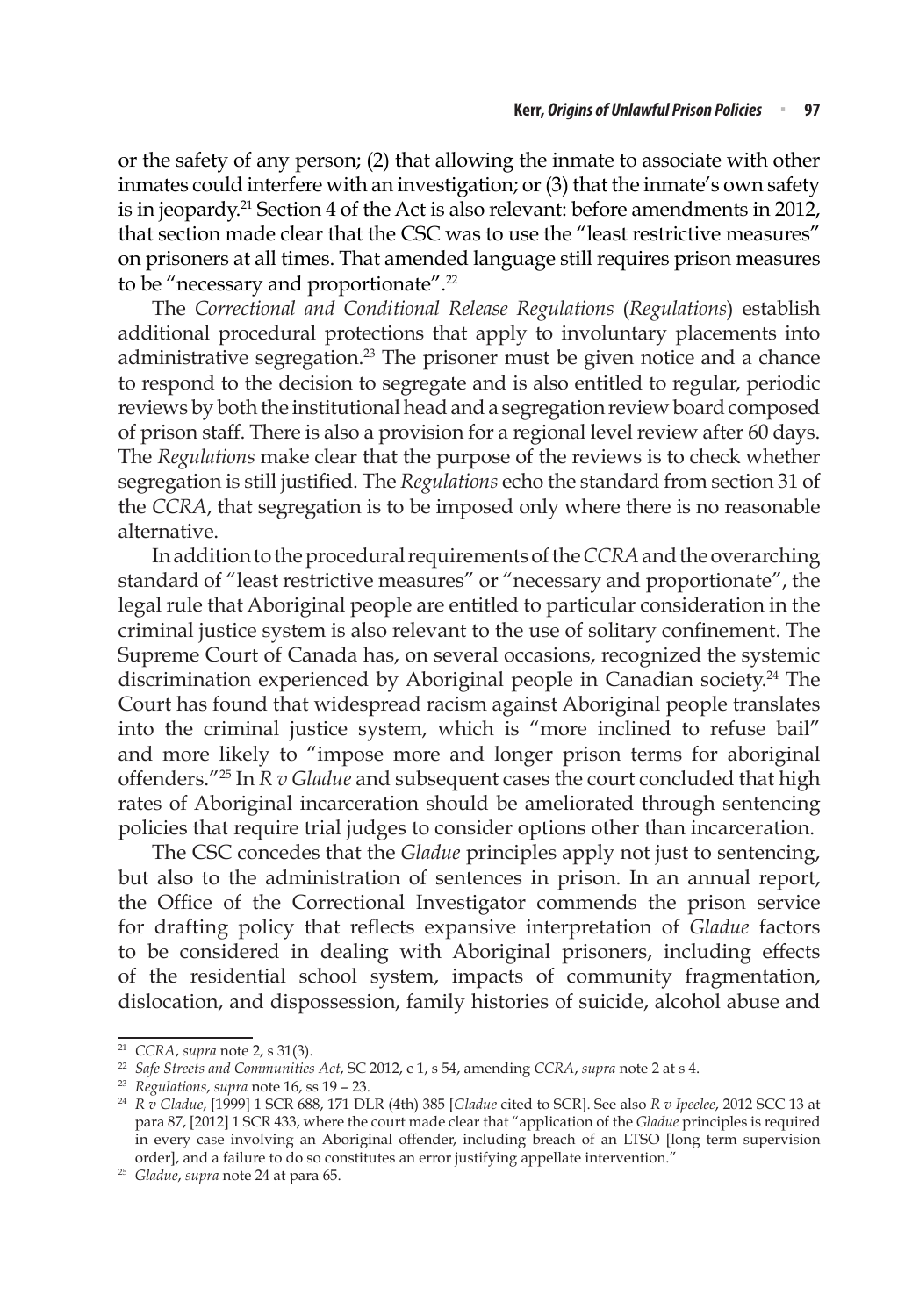or the safety of any person; (2) that allowing the inmate to associate with other inmates could interfere with an investigation; or (3) that the inmate's own safety is in jeopardy.[21] Section 4 of the Act is also relevant: before amendments in 2012, that section made clear that the CSC was to use the "least restrictive measures" on prisoners at all times. That amended language still requires prison measures to be "necessary and proportionate".[22]

The *Correctional and Conditional Release Regulations* (*Regulations*) establish additional procedural protections that apply to involuntary placements into administrative segregation.[23] The prisoner must be given notice and a chance to respond to the decision to segregate and is also entitled to regular, periodic reviews by both the institutional head and a segregation review board composed of prison staff. There is also a provision for a regional level review after 60 days. The *Regulations* make clear that the purpose of the reviews is to check whether segregation is still justified. The *Regulations* echo the standard from section 31 of the *CCRA*, that segregation is to be imposed only where there is no reasonable alternative.

In addition to the procedural requirements of the *CCRA* and the overarching standard of "least restrictive measures" or "necessary and proportionate", the legal rule that Aboriginal people are entitled to particular consideration in the criminal justice system is also relevant to the use of solitary confinement. The Supreme Court of Canada has, on several occasions, recognized the systemic discrimination experienced by Aboriginal people in Canadian society.[24] The Court has found that widespread racism against Aboriginal people translates into the criminal justice system, which is "more inclined to refuse bail" and more likely to "impose more and longer prison terms for aboriginal offenders."[25] In *R v Gladue* and subsequent cases the court concluded that high rates of Aboriginal incarceration should be ameliorated through sentencing policies that require trial judges to consider options other than incarceration.

The CSC concedes that the *Gladue* principles apply not just to sentencing, but also to the administration of sentences in prison. In an annual report, the Office of the Correctional Investigator commends the prison service for drafting policy that reflects expansive interpretation of *Gladue* factors to be considered in dealing with Aboriginal prisoners, including effects of the residential school system, impacts of community fragmentation, dislocation, and dispossession, family histories of suicide, alcohol abuse and

---

[21] *CCRA*, *supra* note 2, s 31(3).

[22] *Safe Streets and Communities Act*, SC 2012, c 1, s 54, amending *CCRA*, *supra* note 2 at s 4.

[23] *Regulations*, *supra* note 16, ss 19 – 23.

[24] *R v Gladue*, [1999] 1 SCR 688, 171 DLR (4th) 385 [*Gladue* cited to SCR]. See also *R v Ipeelee*, 2012 SCC 13 at para 87, [2012] 1 SCR 433, where the court made clear that "application of the *Gladue* principles is required in every case involving an Aboriginal offender, including breach of an LTSO [long term supervision order], and a failure to do so constitutes an error justifying appellate intervention."

[25] *Gladue*, *supra* note 24 at para 65.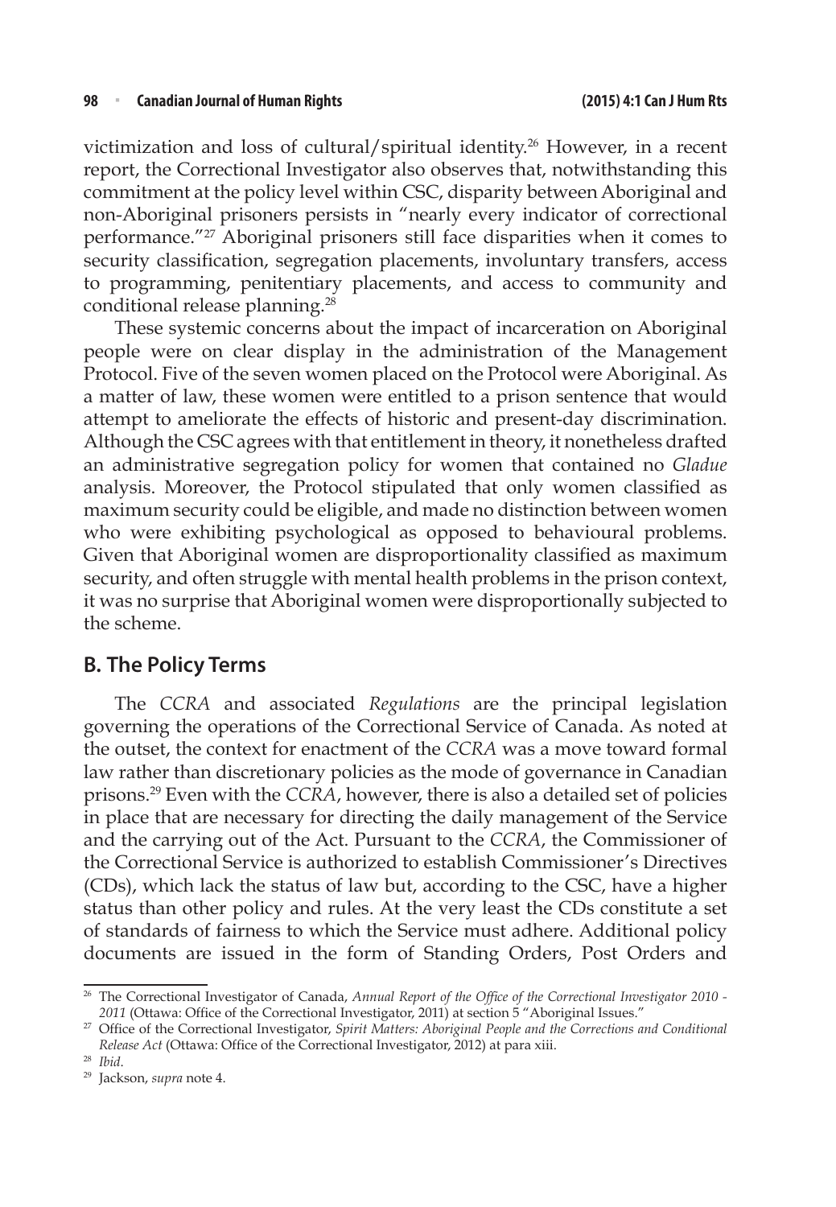victimization and loss of cultural/spiritual identity.[26] However, in a recent report, the Correctional Investigator also observes that, notwithstanding this commitment at the policy level within CSC, disparity between Aboriginal and non-Aboriginal prisoners persists in "nearly every indicator of correctional performance."[27] Aboriginal prisoners still face disparities when it comes to security classification, segregation placements, involuntary transfers, access to programming, penitentiary placements, and access to community and conditional release planning.[28]

These systemic concerns about the impact of incarceration on Aboriginal people were on clear display in the administration of the Management Protocol. Five of the seven women placed on the Protocol were Aboriginal. As a matter of law, these women were entitled to a prison sentence that would attempt to ameliorate the effects of historic and present-day discrimination. Although the CSC agrees with that entitlement in theory, it nonetheless drafted an administrative segregation policy for women that contained no *Gladue* analysis. Moreover, the Protocol stipulated that only women classified as maximum security could be eligible, and made no distinction between women who were exhibiting psychological as opposed to behavioural problems. Given that Aboriginal women are disproportionality classified as maximum security, and often struggle with mental health problems in the prison context, it was no surprise that Aboriginal women were disproportionally subjected to the scheme.

## B. The Policy Terms

The *CCRA* and associated *Regulations* are the principal legislation governing the operations of the Correctional Service of Canada. As noted at the outset, the context for enactment of the *CCRA* was a move toward formal law rather than discretionary policies as the mode of governance in Canadian prisons.[29] Even with the *CCRA*, however, there is also a detailed set of policies in place that are necessary for directing the daily management of the Service and the carrying out of the Act. Pursuant to the *CCRA*, the Commissioner of the Correctional Service is authorized to establish Commissioner's Directives (CDs), which lack the status of law but, according to the CSC, have a higher status than other policy and rules. At the very least the CDs constitute a set of standards of fairness to which the Service must adhere. Additional policy documents are issued in the form of Standing Orders, Post Orders and

---

[26] The Correctional Investigator of Canada, *Annual Report of the Office of the Correctional Investigator 2010 - 2011* (Ottawa: Office of the Correctional Investigator, 2011) at section 5 "Aboriginal Issues."

[27] Office of the Correctional Investigator, *Spirit Matters: Aboriginal People and the Corrections and Conditional Release Act* (Ottawa: Office of the Correctional Investigator, 2012) at para xiii.

[28] *Ibid.*

[29] Jackson, *supra* note 4.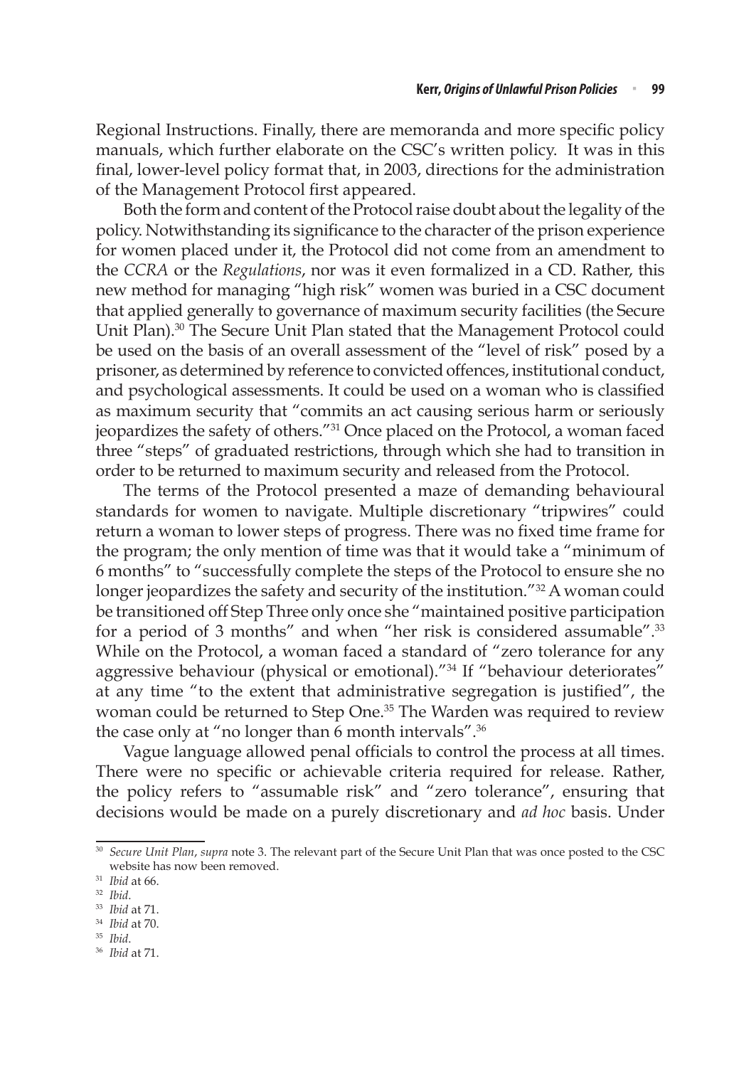Regional Instructions. Finally, there are memoranda and more specific policy manuals, which further elaborate on the CSC's written policy. It was in this final, lower-level policy format that, in 2003, directions for the administration of the Management Protocol first appeared.

Both the form and content of the Protocol raise doubt about the legality of the policy. Notwithstanding its significance to the character of the prison experience for women placed under it, the Protocol did not come from an amendment to the *CCRA* or the *Regulations*, nor was it even formalized in a CD. Rather, this new method for managing "high risk" women was buried in a CSC document that applied generally to governance of maximum security facilities (the Secure Unit Plan).[30] The Secure Unit Plan stated that the Management Protocol could be used on the basis of an overall assessment of the "level of risk" posed by a prisoner, as determined by reference to convicted offences, institutional conduct, and psychological assessments. It could be used on a woman who is classified as maximum security that "commits an act causing serious harm or seriously jeopardizes the safety of others."[31] Once placed on the Protocol, a woman faced three "steps" of graduated restrictions, through which she had to transition in order to be returned to maximum security and released from the Protocol.

The terms of the Protocol presented a maze of demanding behavioural standards for women to navigate. Multiple discretionary "tripwires" could return a woman to lower steps of progress. There was no fixed time frame for the program; the only mention of time was that it would take a "minimum of 6 months" to "successfully complete the steps of the Protocol to ensure she no longer jeopardizes the safety and security of the institution."[32] A woman could be transitioned off Step Three only once she "maintained positive participation for a period of 3 months" and when "her risk is considered assumable".[33] While on the Protocol, a woman faced a standard of "zero tolerance for any aggressive behaviour (physical or emotional)."[34] If "behaviour deteriorates" at any time "to the extent that administrative segregation is justified", the woman could be returned to Step One.[35] The Warden was required to review the case only at "no longer than 6 month intervals".[36]

Vague language allowed penal officials to control the process at all times. There were no specific or achievable criteria required for release. Rather, the policy refers to "assumable risk" and "zero tolerance", ensuring that decisions would be made on a purely discretionary and *ad hoc* basis. Under

---

[30] *Secure Unit Plan*, *supra* note 3. The relevant part of the Secure Unit Plan that was once posted to the CSC website has now been removed.

[31] *Ibid* at 66.

[32] *Ibid*.

[33] *Ibid* at 71.

[34] *Ibid* at 70.

[35] *Ibid*.

[36] *Ibid* at 71.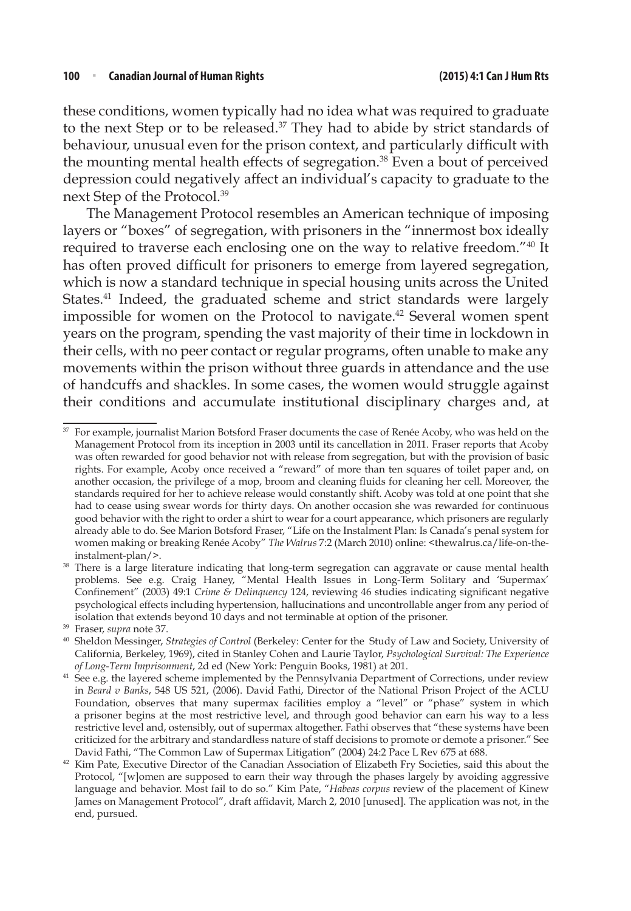these conditions, women typically had no idea what was required to graduate to the next Step or to be released.[37] They had to abide by strict standards of behaviour, unusual even for the prison context, and particularly difficult with the mounting mental health effects of segregation.[38] Even a bout of perceived depression could negatively affect an individual's capacity to graduate to the next Step of the Protocol.[39]

The Management Protocol resembles an American technique of imposing layers or "boxes" of segregation, with prisoners in the "innermost box ideally required to traverse each enclosing one on the way to relative freedom."[40] It has often proved difficult for prisoners to emerge from layered segregation, which is now a standard technique in special housing units across the United States.[41] Indeed, the graduated scheme and strict standards were largely impossible for women on the Protocol to navigate.[42] Several women spent years on the program, spending the vast majority of their time in lockdown in their cells, with no peer contact or regular programs, often unable to make any movements within the prison without three guards in attendance and the use of handcuffs and shackles. In some cases, the women would struggle against their conditions and accumulate institutional disciplinary charges and, at

---

[37] For example, journalist Marion Botsford Fraser documents the case of Renée Acoby, who was held on the Management Protocol from its inception in 2003 until its cancellation in 2011. Fraser reports that Acoby was often rewarded for good behavior not with release from segregation, but with the provision of basic rights. For example, Acoby once received a "reward" of more than ten squares of toilet paper and, on another occasion, the privilege of a mop, broom and cleaning fluids for cleaning her cell. Moreover, the standards required for her to achieve release would constantly shift. Acoby was told at one point that she had to cease using swear words for thirty days. On another occasion she was rewarded for continuous good behavior with the right to order a shirt to wear for a court appearance, which prisoners are regularly already able to do. See Marion Botsford Fraser, "Life on the Instalment Plan: Is Canada's penal system for women making or breaking Renée Acoby" *The Walrus* 7:2 (March 2010) online: <thewalrus.ca/life-on-the-instalment-plan/>.

[38] There is a large literature indicating that long-term segregation can aggravate or cause mental health problems. See e.g. Craig Haney, "Mental Health Issues in Long-Term Solitary and 'Supermax' Confinement" (2003) 49:1 *Crime & Delinquency* 124, reviewing 46 studies indicating significant negative psychological effects including hypertension, hallucinations and uncontrollable anger from any period of isolation that extends beyond 10 days and not terminable at option of the prisoner.

[39] Fraser, *supra* note 37.

[40] Sheldon Messinger, *Strategies of Control* (Berkeley: Center for the Study of Law and Society, University of California, Berkeley, 1969), cited in Stanley Cohen and Laurie Taylor, *Psychological Survival: The Experience of Long-Term Imprisonment*, 2d ed (New York: Penguin Books, 1981) at 201.

[41] See e.g. the layered scheme implemented by the Pennsylvania Department of Corrections, under review in *Beard v Banks*, 548 US 521, (2006). David Fathi, Director of the National Prison Project of the ACLU Foundation, observes that many supermax facilities employ a "level" or "phase" system in which a prisoner begins at the most restrictive level, and through good behavior can earn his way to a less restrictive level and, ostensibly, out of supermax altogether. Fathi observes that "these systems have been criticized for the arbitrary and standardless nature of staff decisions to promote or demote a prisoner." See David Fathi, "The Common Law of Supermax Litigation" (2004) 24:2 Pace L Rev 675 at 688.

[42] Kim Pate, Executive Director of the Canadian Association of Elizabeth Fry Societies, said this about the Protocol, "[w]omen are supposed to earn their way through the phases largely by avoiding aggressive language and behavior. Most fail to do so." Kim Pate, "*Habeas corpus* review of the placement of Kinew James on Management Protocol", draft affidavit, March 2, 2010 [unused]. The application was not, in the end, pursued.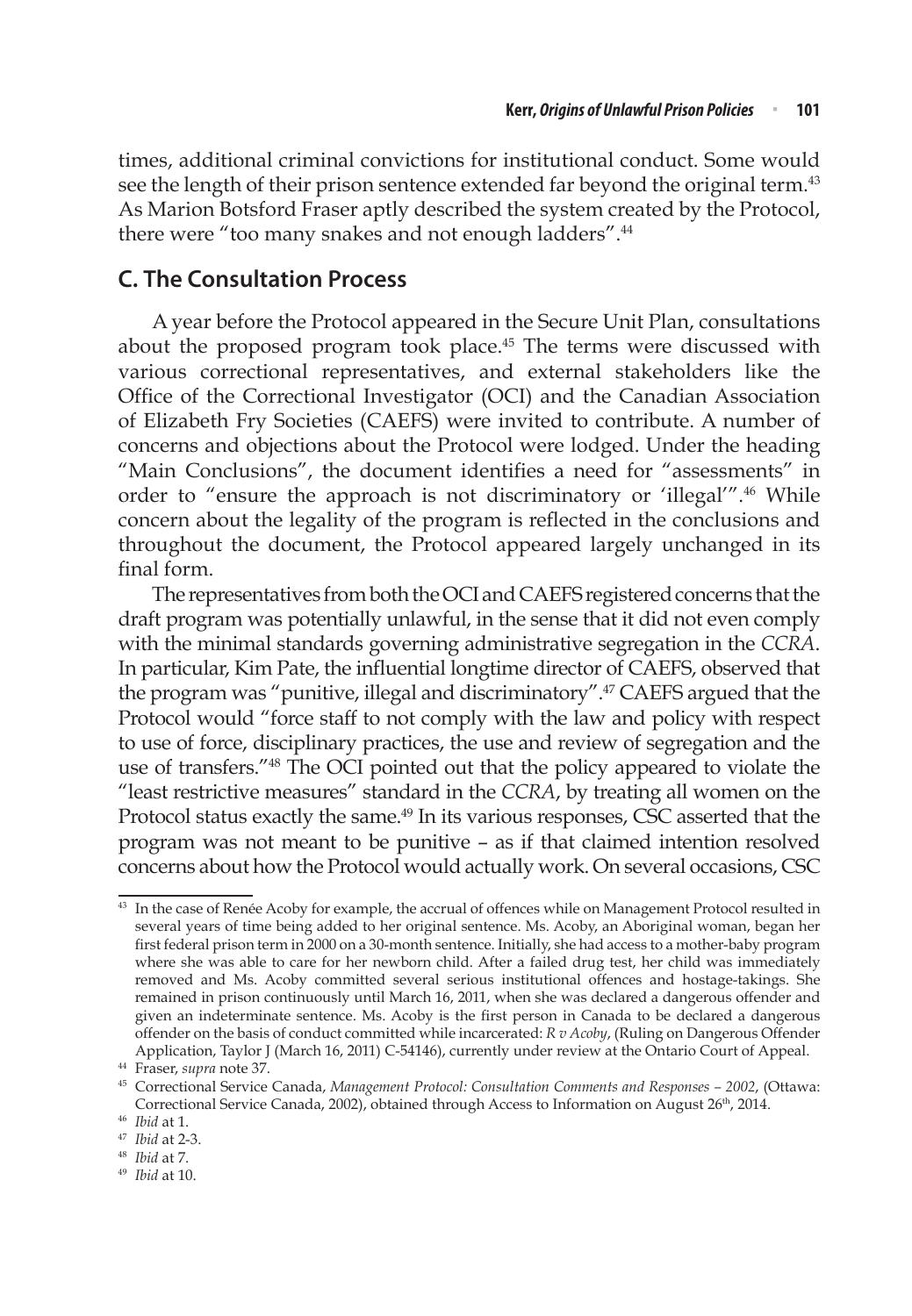times, additional criminal convictions for institutional conduct. Some would see the length of their prison sentence extended far beyond the original term.[43] As Marion Botsford Fraser aptly described the system created by the Protocol, there were "too many snakes and not enough ladders".[44]

## C. The Consultation Process

A year before the Protocol appeared in the Secure Unit Plan, consultations about the proposed program took place.[45] The terms were discussed with various correctional representatives, and external stakeholders like the Office of the Correctional Investigator (OCI) and the Canadian Association of Elizabeth Fry Societies (CAEFS) were invited to contribute. A number of concerns and objections about the Protocol were lodged. Under the heading "Main Conclusions", the document identifies a need for "assessments" in order to "ensure the approach is not discriminatory or 'illegal'".[46] While concern about the legality of the program is reflected in the conclusions and throughout the document, the Protocol appeared largely unchanged in its final form.

The representatives from both the OCI and CAEFS registered concerns that the draft program was potentially unlawful, in the sense that it did not even comply with the minimal standards governing administrative segregation in the *CCRA*. In particular, Kim Pate, the influential longtime director of CAEFS, observed that the program was "punitive, illegal and discriminatory".[47] CAEFS argued that the Protocol would "force staff to not comply with the law and policy with respect to use of force, disciplinary practices, the use and review of segregation and the use of transfers."[48] The OCI pointed out that the policy appeared to violate the "least restrictive measures" standard in the *CCRA*, by treating all women on the Protocol status exactly the same.[49] In its various responses, CSC asserted that the program was not meant to be punitive – as if that claimed intention resolved concerns about how the Protocol would actually work. On several occasions, CSC

---

[43] In the case of Renée Acoby for example, the accrual of offences while on Management Protocol resulted in several years of time being added to her original sentence. Ms. Acoby, an Aboriginal woman, began her first federal prison term in 2000 on a 30-month sentence. Initially, she had access to a mother-baby program where she was able to care for her newborn child. After a failed drug test, her child was immediately removed and Ms. Acoby committed several serious institutional offences and hostage-takings. She remained in prison continuously until March 16, 2011, when she was declared a dangerous offender and given an indeterminate sentence. Ms. Acoby is the first person in Canada to be declared a dangerous offender on the basis of conduct committed while incarcerated: *R v Acoby*, (Ruling on Dangerous Offender Application, Taylor J (March 16, 2011) C-54146), currently under review at the Ontario Court of Appeal.

[44] Fraser, *supra* note 37.

[45] Correctional Service Canada, *Management Protocol: Consultation Comments and Responses – 2002*, (Ottawa: Correctional Service Canada, 2002), obtained through Access to Information on August 26th, 2014.

[46] *Ibid* at 1.

[47] *Ibid* at 2-3.

[48] *Ibid* at 7.

[49] *Ibid* at 10.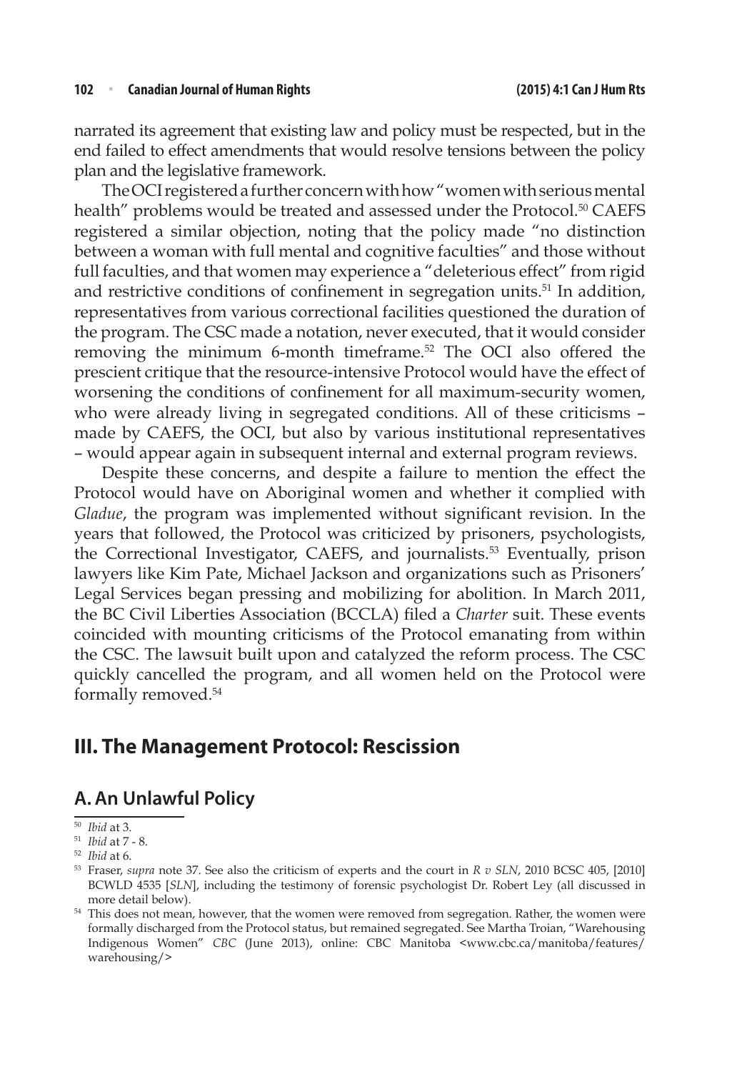narrated its agreement that existing law and policy must be respected, but in the end failed to effect amendments that would resolve tensions between the policy plan and the legislative framework.

The OCI registered a further concern with how "women with serious mental health" problems would be treated and assessed under the Protocol.[50] CAEFS registered a similar objection, noting that the policy made "no distinction between a woman with full mental and cognitive faculties" and those without full faculties, and that women may experience a "deleterious effect" from rigid and restrictive conditions of confinement in segregation units.[51] In addition, representatives from various correctional facilities questioned the duration of the program. The CSC made a notation, never executed, that it would consider removing the minimum 6-month timeframe.[52] The OCI also offered the prescient critique that the resource-intensive Protocol would have the effect of worsening the conditions of confinement for all maximum-security women, who were already living in segregated conditions. All of these criticisms – made by CAEFS, the OCI, but also by various institutional representatives – would appear again in subsequent internal and external program reviews.

Despite these concerns, and despite a failure to mention the effect the Protocol would have on Aboriginal women and whether it complied with *Gladue*, the program was implemented without significant revision. In the years that followed, the Protocol was criticized by prisoners, psychologists, the Correctional Investigator, CAEFS, and journalists.[53] Eventually, prison lawyers like Kim Pate, Michael Jackson and organizations such as Prisoners' Legal Services began pressing and mobilizing for abolition. In March 2011, the BC Civil Liberties Association (BCCLA) filed a *Charter* suit. These events coincided with mounting criticisms of the Protocol emanating from within the CSC. The lawsuit built upon and catalyzed the reform process. The CSC quickly cancelled the program, and all women held on the Protocol were formally removed.[54]

## III. The Management Protocol: Rescission

### A. An Unlawful Policy

---

[50] *Ibid* at 3.

[51] *Ibid* at 7 - 8.

[52] *Ibid* at 6.

[53] Fraser, *supra* note 37. See also the criticism of experts and the court in *R v SLN*, 2010 BCSC 405, [2010] BCWLD 4535 [*SLN*], including the testimony of forensic psychologist Dr. Robert Ley (all discussed in more detail below).

[54] This does not mean, however, that the women were removed from segregation. Rather, the women were formally discharged from the Protocol status, but remained segregated. See Martha Troian, "Warehousing Indigenous Women" *CBC* (June 2013), online: CBC Manitoba <www.cbc.ca/manitoba/features/warehousing/>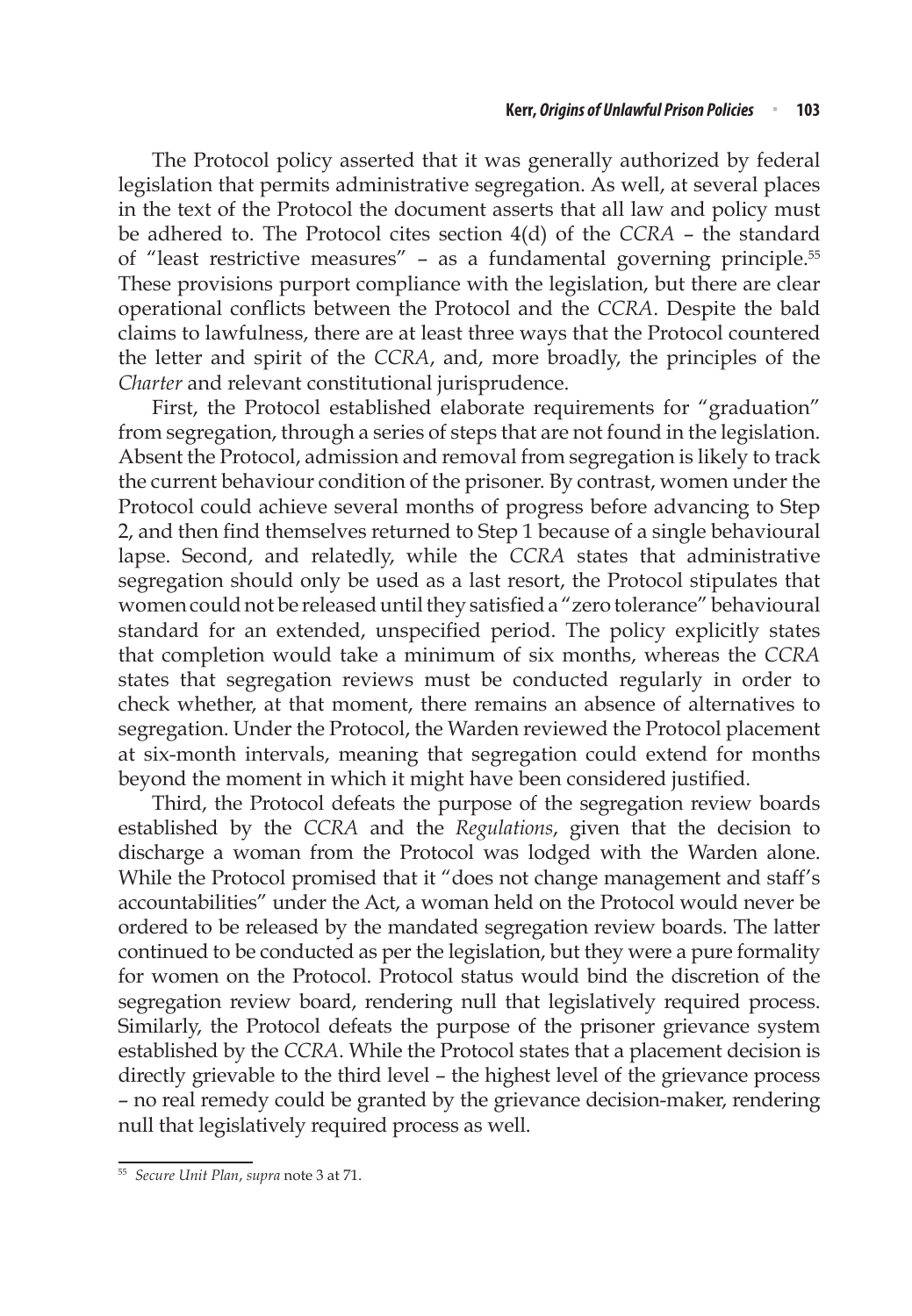The Protocol policy asserted that it was generally authorized by federal legislation that permits administrative segregation. As well, at several places in the text of the Protocol the document asserts that all law and policy must be adhered to. The Protocol cites section 4(d) of the *CCRA* – the standard of "least restrictive measures" – as a fundamental governing principle.[55] These provisions purport compliance with the legislation, but there are clear operational conflicts between the Protocol and the *CCRA*. Despite the bald claims to lawfulness, there are at least three ways that the Protocol countered the letter and spirit of the *CCRA*, and, more broadly, the principles of the *Charter* and relevant constitutional jurisprudence.

First, the Protocol established elaborate requirements for "graduation" from segregation, through a series of steps that are not found in the legislation. Absent the Protocol, admission and removal from segregation is likely to track the current behaviour condition of the prisoner. By contrast, women under the Protocol could achieve several months of progress before advancing to Step 2, and then find themselves returned to Step 1 because of a single behavioural lapse. Second, and relatedly, while the *CCRA* states that administrative segregation should only be used as a last resort, the Protocol stipulates that women could not be released until they satisfied a "zero tolerance" behavioural standard for an extended, unspecified period. The policy explicitly states that completion would take a minimum of six months, whereas the *CCRA* states that segregation reviews must be conducted regularly in order to check whether, at that moment, there remains an absence of alternatives to segregation. Under the Protocol, the Warden reviewed the Protocol placement at six-month intervals, meaning that segregation could extend for months beyond the moment in which it might have been considered justified.

Third, the Protocol defeats the purpose of the segregation review boards established by the *CCRA* and the *Regulations*, given that the decision to discharge a woman from the Protocol was lodged with the Warden alone. While the Protocol promised that it "does not change management and staff's accountabilities" under the Act, a woman held on the Protocol would never be ordered to be released by the mandated segregation review boards. The latter continued to be conducted as per the legislation, but they were a pure formality for women on the Protocol. Protocol status would bind the discretion of the segregation review board, rendering null that legislatively required process. Similarly, the Protocol defeats the purpose of the prisoner grievance system established by the *CCRA*. While the Protocol states that a placement decision is directly grievable to the third level – the highest level of the grievance process – no real remedy could be granted by the grievance decision-maker, rendering null that legislatively required process as well.

---

[55] *Secure Unit Plan*, *supra* note 3 at 71.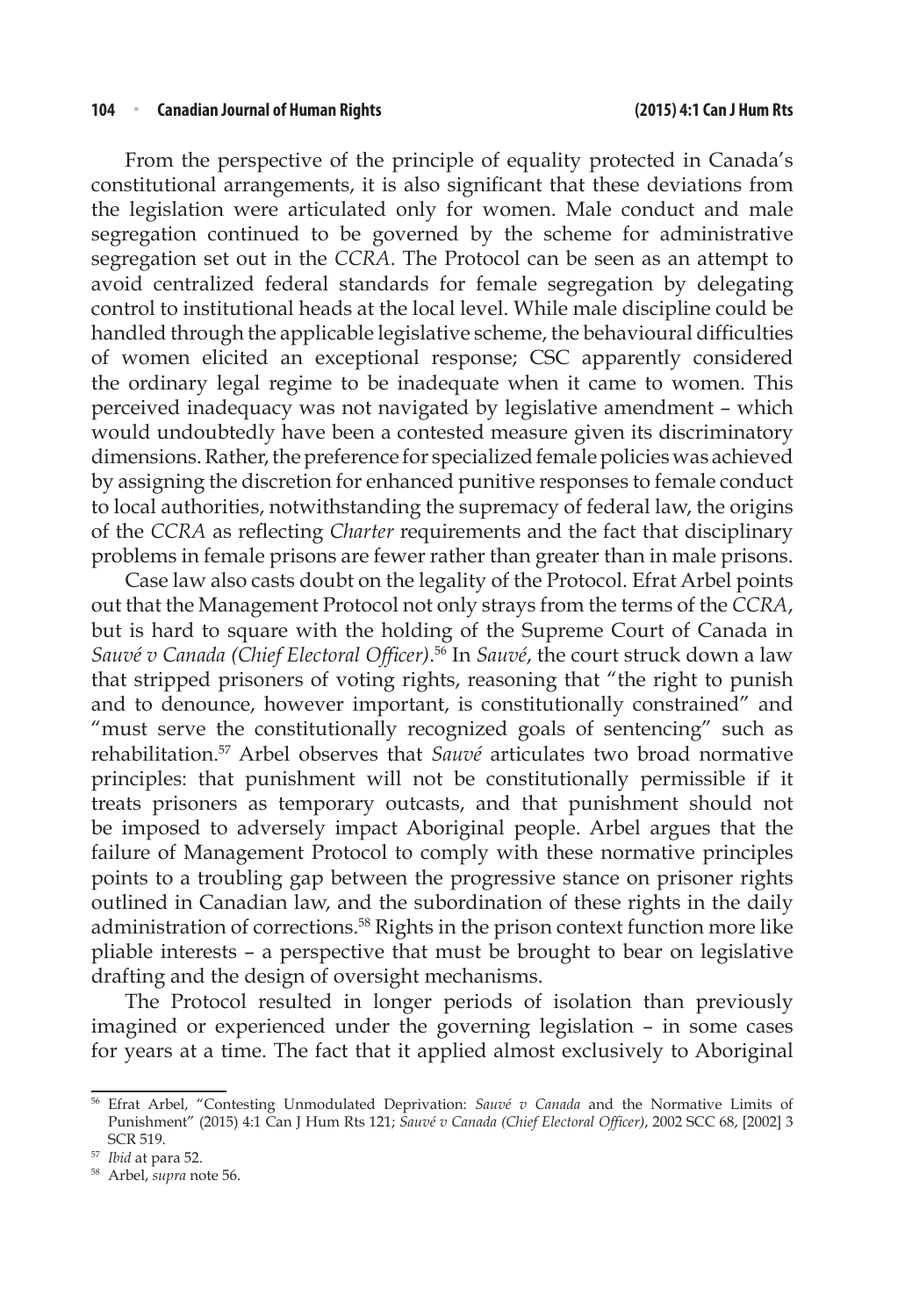From the perspective of the principle of equality protected in Canada's constitutional arrangements, it is also significant that these deviations from the legislation were articulated only for women. Male conduct and male segregation continued to be governed by the scheme for administrative segregation set out in the *CCRA*. The Protocol can be seen as an attempt to avoid centralized federal standards for female segregation by delegating control to institutional heads at the local level. While male discipline could be handled through the applicable legislative scheme, the behavioural difficulties of women elicited an exceptional response; CSC apparently considered the ordinary legal regime to be inadequate when it came to women. This perceived inadequacy was not navigated by legislative amendment – which would undoubtedly have been a contested measure given its discriminatory dimensions. Rather, the preference for specialized female policies was achieved by assigning the discretion for enhanced punitive responses to female conduct to local authorities, notwithstanding the supremacy of federal law, the origins of the *CCRA* as reflecting *Charter* requirements and the fact that disciplinary problems in female prisons are fewer rather than greater than in male prisons.

Case law also casts doubt on the legality of the Protocol. Efrat Arbel points out that the Management Protocol not only strays from the terms of the *CCRA*, but is hard to square with the holding of the Supreme Court of Canada in *Sauvé v Canada (Chief Electoral Officer)*.[56] In *Sauvé*, the court struck down a law that stripped prisoners of voting rights, reasoning that "the right to punish and to denounce, however important, is constitutionally constrained" and "must serve the constitutionally recognized goals of sentencing" such as rehabilitation.[57] Arbel observes that *Sauvé* articulates two broad normative principles: that punishment will not be constitutionally permissible if it treats prisoners as temporary outcasts, and that punishment should not be imposed to adversely impact Aboriginal people. Arbel argues that the failure of Management Protocol to comply with these normative principles points to a troubling gap between the progressive stance on prisoner rights outlined in Canadian law, and the subordination of these rights in the daily administration of corrections.[58] Rights in the prison context function more like pliable interests – a perspective that must be brought to bear on legislative drafting and the design of oversight mechanisms.

The Protocol resulted in longer periods of isolation than previously imagined or experienced under the governing legislation – in some cases for years at a time. The fact that it applied almost exclusively to Aboriginal

---

[56] Efrat Arbel, "Contesting Unmodulated Deprivation: *Sauvé v Canada* and the Normative Limits of Punishment" (2015) 4:1 Can J Hum Rts 121; *Sauvé v Canada (Chief Electoral Officer)*, 2002 SCC 68, [2002] 3 SCR 519.

[57] *Ibid* at para 52.

[58] Arbel, *supra* note 56.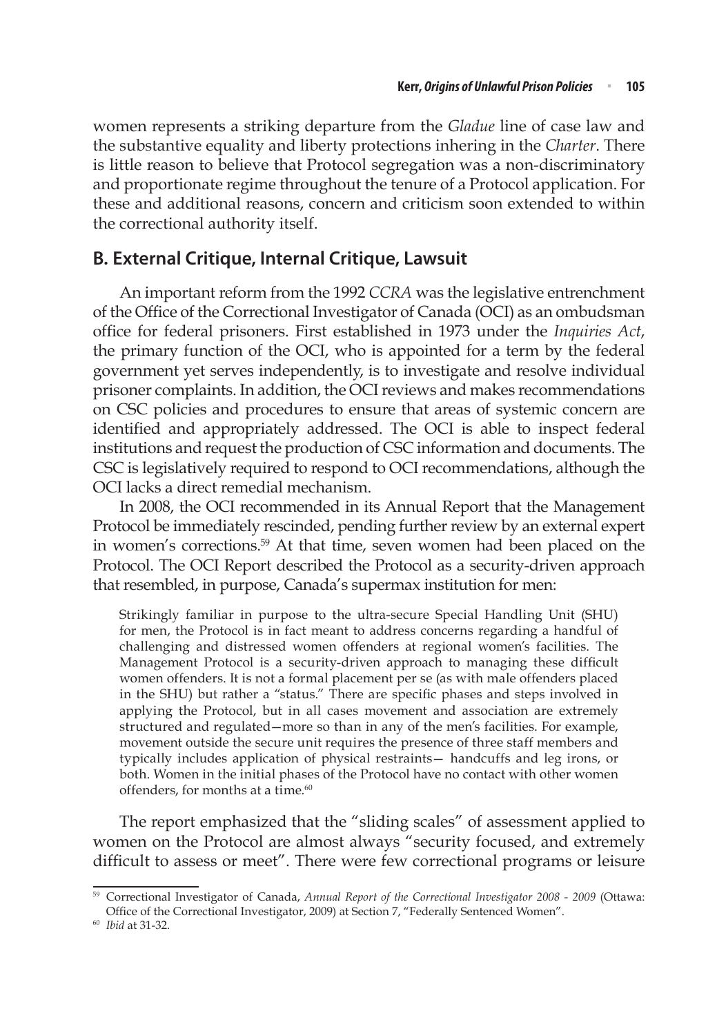women represents a striking departure from the *Gladue* line of case law and the substantive equality and liberty protections inhering in the *Charter*. There is little reason to believe that Protocol segregation was a non-discriminatory and proportionate regime throughout the tenure of a Protocol application. For these and additional reasons, concern and criticism soon extended to within the correctional authority itself.

## B. External Critique, Internal Critique, Lawsuit

An important reform from the 1992 *CCRA* was the legislative entrenchment of the Office of the Correctional Investigator of Canada (OCI) as an ombudsman office for federal prisoners. First established in 1973 under the *Inquiries Act*, the primary function of the OCI, who is appointed for a term by the federal government yet serves independently, is to investigate and resolve individual prisoner complaints. In addition, the OCI reviews and makes recommendations on CSC policies and procedures to ensure that areas of systemic concern are identified and appropriately addressed. The OCI is able to inspect federal institutions and request the production of CSC information and documents. The CSC is legislatively required to respond to OCI recommendations, although the OCI lacks a direct remedial mechanism.

In 2008, the OCI recommended in its Annual Report that the Management Protocol be immediately rescinded, pending further review by an external expert in women's corrections.[59] At that time, seven women had been placed on the Protocol. The OCI Report described the Protocol as a security-driven approach that resembled, in purpose, Canada's supermax institution for men:

> Strikingly familiar in purpose to the ultra-secure Special Handling Unit (SHU) for men, the Protocol is in fact meant to address concerns regarding a handful of challenging and distressed women offenders at regional women's facilities. The Management Protocol is a security-driven approach to managing these difficult women offenders. It is not a formal placement per se (as with male offenders placed in the SHU) but rather a "status." There are specific phases and steps involved in applying the Protocol, but in all cases movement and association are extremely structured and regulated—more so than in any of the men's facilities. For example, movement outside the secure unit requires the presence of three staff members and typically includes application of physical restraints— handcuffs and leg irons, or both. Women in the initial phases of the Protocol have no contact with other women offenders, for months at a time.[60]

The report emphasized that the "sliding scales" of assessment applied to women on the Protocol are almost always "security focused, and extremely difficult to assess or meet". There were few correctional programs or leisure

---

[59] Correctional Investigator of Canada, *Annual Report of the Correctional Investigator 2008 - 2009* (Ottawa: Office of the Correctional Investigator, 2009) at Section 7, "Federally Sentenced Women".

[60] *Ibid* at 31-32.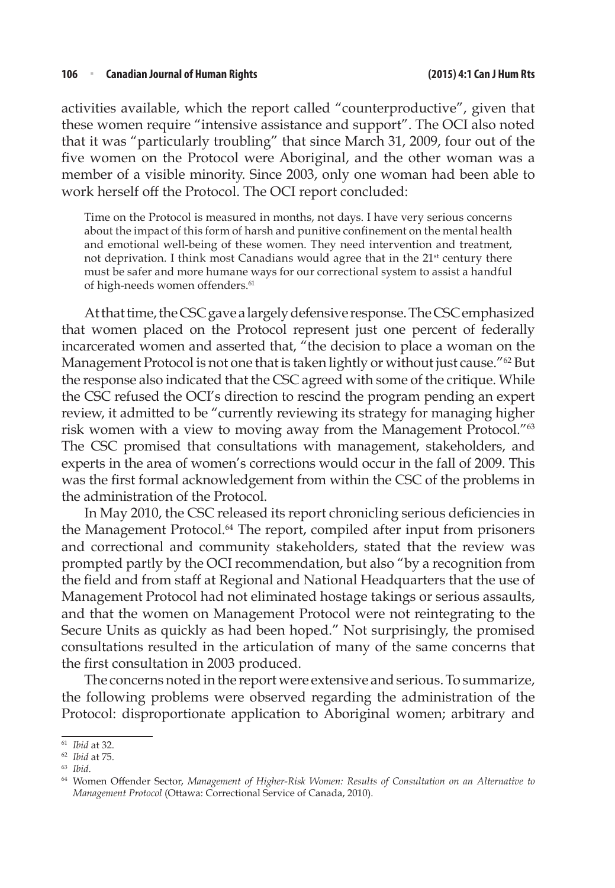activities available, which the report called "counterproductive", given that these women require "intensive assistance and support". The OCI also noted that it was "particularly troubling" that since March 31, 2009, four out of the five women on the Protocol were Aboriginal, and the other woman was a member of a visible minority. Since 2003, only one woman had been able to work herself off the Protocol. The OCI report concluded:

> Time on the Protocol is measured in months, not days. I have very serious concerns about the impact of this form of harsh and punitive confinement on the mental health and emotional well-being of these women. They need intervention and treatment, not deprivation. I think most Canadians would agree that in the 21st century there must be safer and more humane ways for our correctional system to assist a handful of high-needs women offenders.[61]

At that time, the CSC gave a largely defensive response. The CSC emphasized that women placed on the Protocol represent just one percent of federally incarcerated women and asserted that, "the decision to place a woman on the Management Protocol is not one that is taken lightly or without just cause."[62] But the response also indicated that the CSC agreed with some of the critique. While the CSC refused the OCI's direction to rescind the program pending an expert review, it admitted to be "currently reviewing its strategy for managing higher risk women with a view to moving away from the Management Protocol."[63] The CSC promised that consultations with management, stakeholders, and experts in the area of women's corrections would occur in the fall of 2009. This was the first formal acknowledgement from within the CSC of the problems in the administration of the Protocol.

In May 2010, the CSC released its report chronicling serious deficiencies in the Management Protocol.[64] The report, compiled after input from prisoners and correctional and community stakeholders, stated that the review was prompted partly by the OCI recommendation, but also "by a recognition from the field and from staff at Regional and National Headquarters that the use of Management Protocol had not eliminated hostage takings or serious assaults, and that the women on Management Protocol were not reintegrating to the Secure Units as quickly as had been hoped." Not surprisingly, the promised consultations resulted in the articulation of many of the same concerns that the first consultation in 2003 produced.

The concerns noted in the report were extensive and serious. To summarize, the following problems were observed regarding the administration of the Protocol: disproportionate application to Aboriginal women; arbitrary and

---

[61] *Ibid* at 32.

[62] *Ibid* at 75.

[63] *Ibid*.

[64] Women Offender Sector, *Management of Higher-Risk Women: Results of Consultation on an Alternative to Management Protocol* (Ottawa: Correctional Service of Canada, 2010).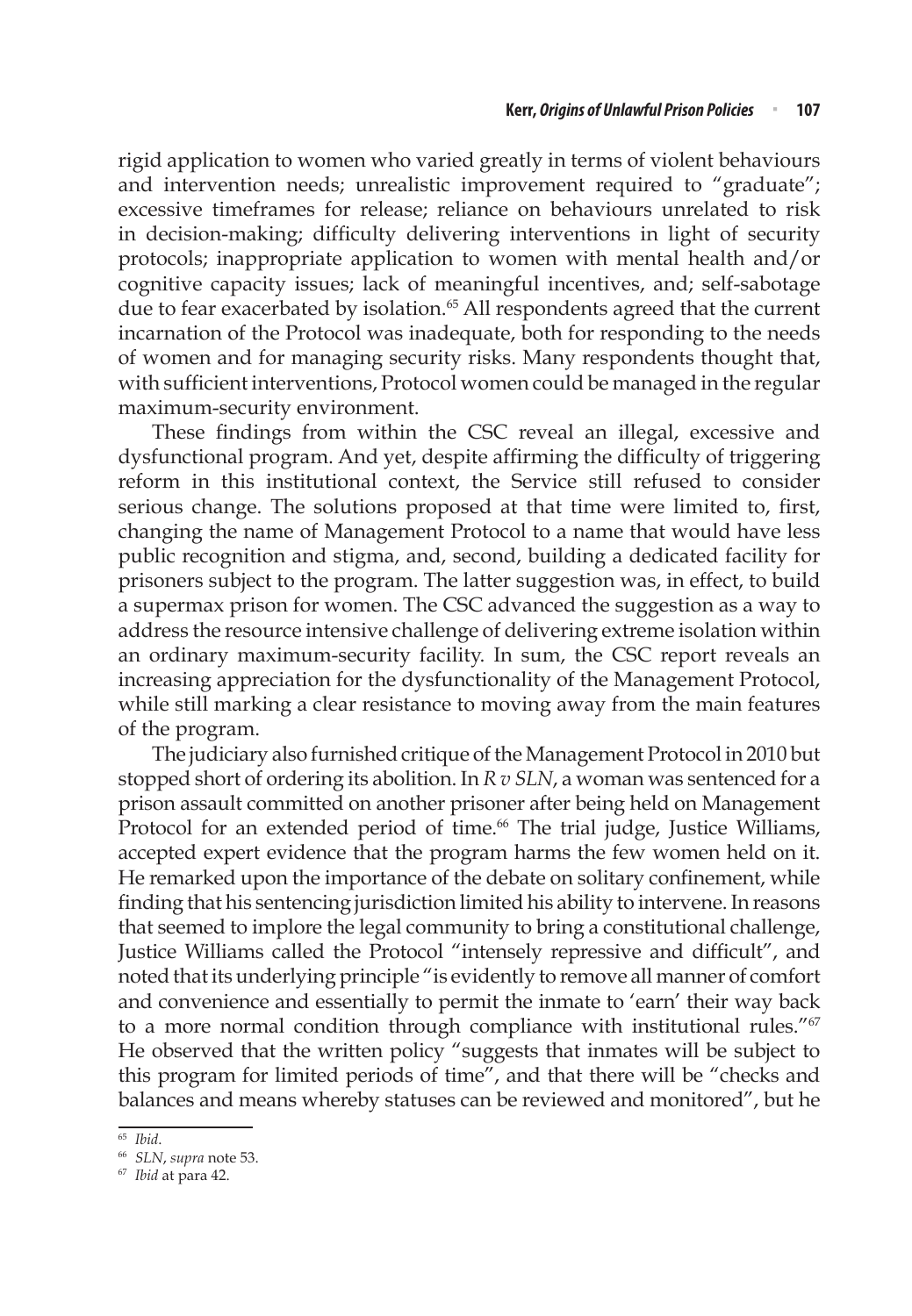rigid application to women who varied greatly in terms of violent behaviours and intervention needs; unrealistic improvement required to "graduate"; excessive timeframes for release; reliance on behaviours unrelated to risk in decision-making; difficulty delivering interventions in light of security protocols; inappropriate application to women with mental health and/or cognitive capacity issues; lack of meaningful incentives, and; self-sabotage due to fear exacerbated by isolation.[65] All respondents agreed that the current incarnation of the Protocol was inadequate, both for responding to the needs of women and for managing security risks. Many respondents thought that, with sufficient interventions, Protocol women could be managed in the regular maximum-security environment.

These findings from within the CSC reveal an illegal, excessive and dysfunctional program. And yet, despite affirming the difficulty of triggering reform in this institutional context, the Service still refused to consider serious change. The solutions proposed at that time were limited to, first, changing the name of Management Protocol to a name that would have less public recognition and stigma, and, second, building a dedicated facility for prisoners subject to the program. The latter suggestion was, in effect, to build a supermax prison for women. The CSC advanced the suggestion as a way to address the resource intensive challenge of delivering extreme isolation within an ordinary maximum-security facility. In sum, the CSC report reveals an increasing appreciation for the dysfunctionality of the Management Protocol, while still marking a clear resistance to moving away from the main features of the program.

The judiciary also furnished critique of the Management Protocol in 2010 but stopped short of ordering its abolition. In *R v SLN*, a woman was sentenced for a prison assault committed on another prisoner after being held on Management Protocol for an extended period of time.[66] The trial judge, Justice Williams, accepted expert evidence that the program harms the few women held on it. He remarked upon the importance of the debate on solitary confinement, while finding that his sentencing jurisdiction limited his ability to intervene. In reasons that seemed to implore the legal community to bring a constitutional challenge, Justice Williams called the Protocol "intensely repressive and difficult", and noted that its underlying principle "is evidently to remove all manner of comfort and convenience and essentially to permit the inmate to 'earn' their way back to a more normal condition through compliance with institutional rules."[67] He observed that the written policy "suggests that inmates will be subject to this program for limited periods of time", and that there will be "checks and balances and means whereby statuses can be reviewed and monitored", but he

---

[65] *Ibid*.

[66] *SLN*, *supra* note 53.

[67] *Ibid* at para 42.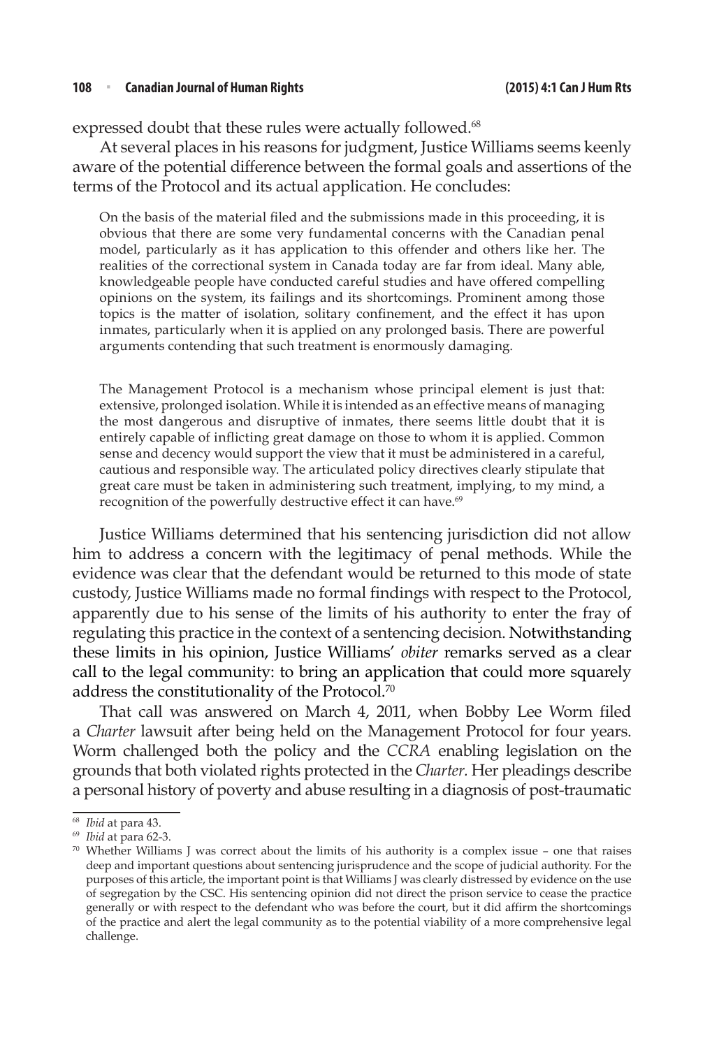expressed doubt that these rules were actually followed.[68]

At several places in his reasons for judgment, Justice Williams seems keenly aware of the potential difference between the formal goals and assertions of the terms of the Protocol and its actual application. He concludes:

> On the basis of the material filed and the submissions made in this proceeding, it is obvious that there are some very fundamental concerns with the Canadian penal model, particularly as it has application to this offender and others like her. The realities of the correctional system in Canada today are far from ideal. Many able, knowledgeable people have conducted careful studies and have offered compelling opinions on the system, its failings and its shortcomings. Prominent among those topics is the matter of isolation, solitary confinement, and the effect it has upon inmates, particularly when it is applied on any prolonged basis. There are powerful arguments contending that such treatment is enormously damaging.
>
> The Management Protocol is a mechanism whose principal element is just that: extensive, prolonged isolation. While it is intended as an effective means of managing the most dangerous and disruptive of inmates, there seems little doubt that it is entirely capable of inflicting great damage on those to whom it is applied. Common sense and decency would support the view that it must be administered in a careful, cautious and responsible way. The articulated policy directives clearly stipulate that great care must be taken in administering such treatment, implying, to my mind, a recognition of the powerfully destructive effect it can have.[69]

Justice Williams determined that his sentencing jurisdiction did not allow him to address a concern with the legitimacy of penal methods. While the evidence was clear that the defendant would be returned to this mode of state custody, Justice Williams made no formal findings with respect to the Protocol, apparently due to his sense of the limits of his authority to enter the fray of regulating this practice in the context of a sentencing decision. Notwithstanding these limits in his opinion, Justice Williams' *obiter* remarks served as a clear call to the legal community: to bring an application that could more squarely address the constitutionality of the Protocol.[70]

That call was answered on March 4, 2011, when Bobby Lee Worm filed a *Charter* lawsuit after being held on the Management Protocol for four years. Worm challenged both the policy and the *CCRA* enabling legislation on the grounds that both violated rights protected in the *Charter.* Her pleadings describe a personal history of poverty and abuse resulting in a diagnosis of post-traumatic

---

[68] *Ibid* at para 43.

[69] *Ibid* at para 62-3.

[70] Whether Williams J was correct about the limits of his authority is a complex issue – one that raises deep and important questions about sentencing jurisprudence and the scope of judicial authority. For the purposes of this article, the important point is that Williams J was clearly distressed by evidence on the use of segregation by the CSC. His sentencing opinion did not direct the prison service to cease the practice generally or with respect to the defendant who was before the court, but it did affirm the shortcomings of the practice and alert the legal community as to the potential viability of a more comprehensive legal challenge.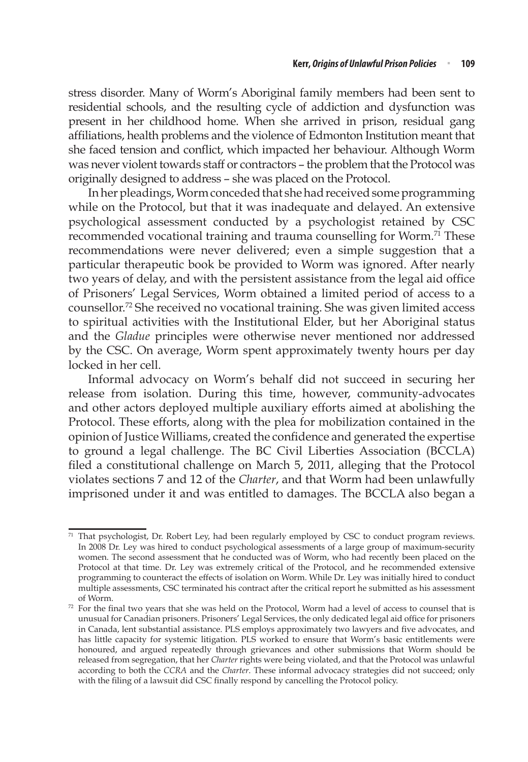stress disorder. Many of Worm's Aboriginal family members had been sent to residential schools, and the resulting cycle of addiction and dysfunction was present in her childhood home. When she arrived in prison, residual gang affiliations, health problems and the violence of Edmonton Institution meant that she faced tension and conflict, which impacted her behaviour. Although Worm was never violent towards staff or contractors – the problem that the Protocol was originally designed to address – she was placed on the Protocol.

In her pleadings, Worm conceded that she had received some programming while on the Protocol, but that it was inadequate and delayed. An extensive psychological assessment conducted by a psychologist retained by CSC recommended vocational training and trauma counselling for Worm.[71] These recommendations were never delivered; even a simple suggestion that a particular therapeutic book be provided to Worm was ignored. After nearly two years of delay, and with the persistent assistance from the legal aid office of Prisoners' Legal Services, Worm obtained a limited period of access to a counsellor.[72] She received no vocational training. She was given limited access to spiritual activities with the Institutional Elder, but her Aboriginal status and the *Gladue* principles were otherwise never mentioned nor addressed by the CSC. On average, Worm spent approximately twenty hours per day locked in her cell.

Informal advocacy on Worm's behalf did not succeed in securing her release from isolation. During this time, however, community-advocates and other actors deployed multiple auxiliary efforts aimed at abolishing the Protocol. These efforts, along with the plea for mobilization contained in the opinion of Justice Williams, created the confidence and generated the expertise to ground a legal challenge. The BC Civil Liberties Association (BCCLA) filed a constitutional challenge on March 5, 2011, alleging that the Protocol violates sections 7 and 12 of the *Charter*, and that Worm had been unlawfully imprisoned under it and was entitled to damages. The BCCLA also began a

---

[71] That psychologist, Dr. Robert Ley, had been regularly employed by CSC to conduct program reviews. In 2008 Dr. Ley was hired to conduct psychological assessments of a large group of maximum-security women. The second assessment that he conducted was of Worm, who had recently been placed on the Protocol at that time. Dr. Ley was extremely critical of the Protocol, and he recommended extensive programming to counteract the effects of isolation on Worm. While Dr. Ley was initially hired to conduct multiple assessments, CSC terminated his contract after the critical report he submitted as his assessment of Worm.

[72] For the final two years that she was held on the Protocol, Worm had a level of access to counsel that is unusual for Canadian prisoners. Prisoners' Legal Services, the only dedicated legal aid office for prisoners in Canada, lent substantial assistance. PLS employs approximately two lawyers and five advocates, and has little capacity for systemic litigation. PLS worked to ensure that Worm's basic entitlements were honoured, and argued repeatedly through grievances and other submissions that Worm should be released from segregation, that her *Charter* rights were being violated, and that the Protocol was unlawful according to both the *CCRA* and the *Charter*. These informal advocacy strategies did not succeed; only with the filing of a lawsuit did CSC finally respond by cancelling the Protocol policy.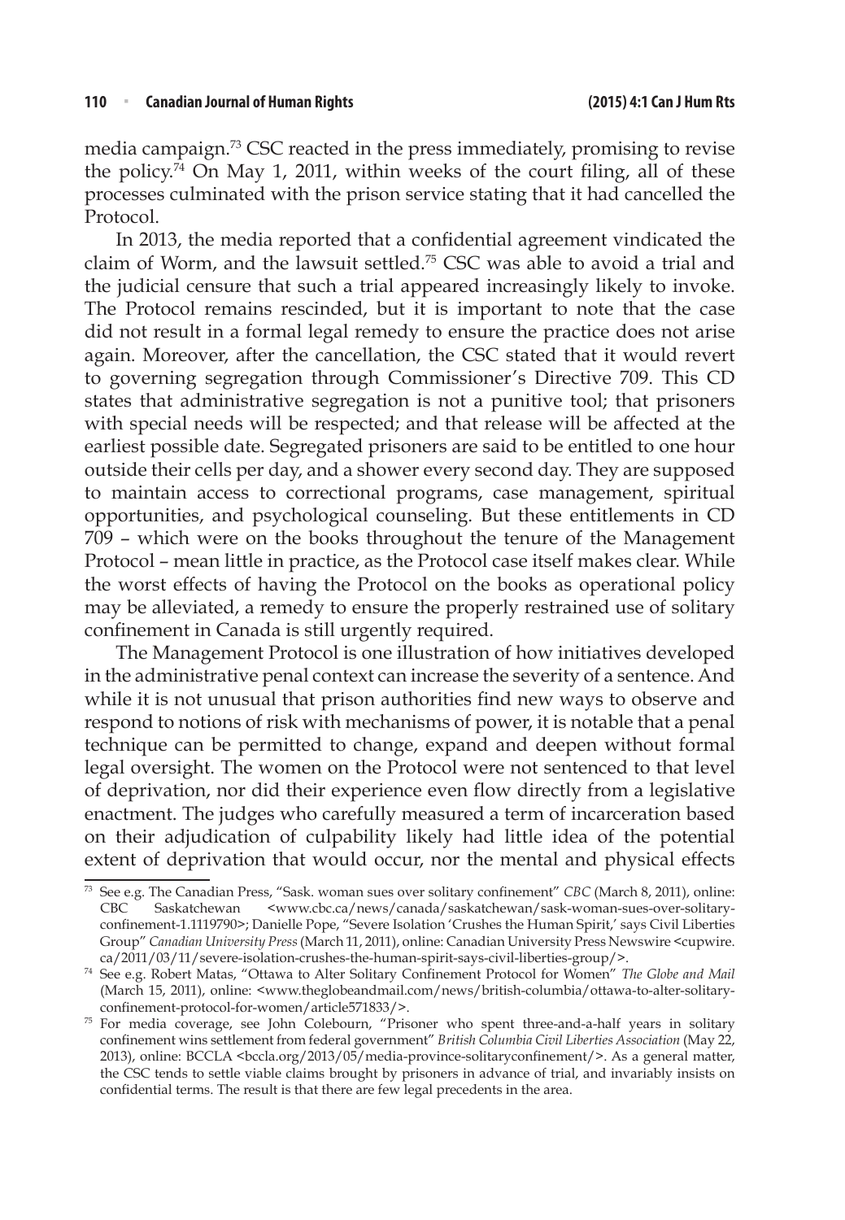media campaign.[73] CSC reacted in the press immediately, promising to revise the policy.[74] On May 1, 2011, within weeks of the court filing, all of these processes culminated with the prison service stating that it had cancelled the Protocol.

In 2013, the media reported that a confidential agreement vindicated the claim of Worm, and the lawsuit settled.[75] CSC was able to avoid a trial and the judicial censure that such a trial appeared increasingly likely to invoke. The Protocol remains rescinded, but it is important to note that the case did not result in a formal legal remedy to ensure the practice does not arise again. Moreover, after the cancellation, the CSC stated that it would revert to governing segregation through Commissioner's Directive 709. This CD states that administrative segregation is not a punitive tool; that prisoners with special needs will be respected; and that release will be affected at the earliest possible date. Segregated prisoners are said to be entitled to one hour outside their cells per day, and a shower every second day. They are supposed to maintain access to correctional programs, case management, spiritual opportunities, and psychological counseling. But these entitlements in CD 709 – which were on the books throughout the tenure of the Management Protocol – mean little in practice, as the Protocol case itself makes clear. While the worst effects of having the Protocol on the books as operational policy may be alleviated, a remedy to ensure the properly restrained use of solitary confinement in Canada is still urgently required.

The Management Protocol is one illustration of how initiatives developed in the administrative penal context can increase the severity of a sentence. And while it is not unusual that prison authorities find new ways to observe and respond to notions of risk with mechanisms of power, it is notable that a penal technique can be permitted to change, expand and deepen without formal legal oversight. The women on the Protocol were not sentenced to that level of deprivation, nor did their experience even flow directly from a legislative enactment. The judges who carefully measured a term of incarceration based on their adjudication of culpability likely had little idea of the potential extent of deprivation that would occur, nor the mental and physical effects

---

[73] See e.g. The Canadian Press, "Sask. woman sues over solitary confinement" *CBC* (March 8, 2011), online: CBC Saskatchewan <www.cbc.ca/news/canada/saskatchewan/sask-woman-sues-over-solitary-confinement-1.1119790>; Danielle Pope, "Severe Isolation 'Crushes the Human Spirit,' says Civil Liberties Group" *Canadian University Press* (March 11, 2011), online: Canadian University Press Newswire <cupwire.ca/2011/03/11/severe-isolation-crushes-the-human-spirit-says-civil-liberties-group/>.

[74] See e.g. Robert Matas, "Ottawa to Alter Solitary Confinement Protocol for Women" *The Globe and Mail* (March 15, 2011), online: <www.theglobeandmail.com/news/british-columbia/ottawa-to-alter-solitary-confinement-protocol-for-women/article571833/>.

[75] For media coverage, see John Colebourn, "Prisoner who spent three-and-a-half years in solitary confinement wins settlement from federal government" *British Columbia Civil Liberties Association* (May 22, 2013), online: BCCLA <bccla.org/2013/05/media-province-solitaryconfinement/>. As a general matter, the CSC tends to settle viable claims brought by prisoners in advance of trial, and invariably insists on confidential terms. The result is that there are few legal precedents in the area.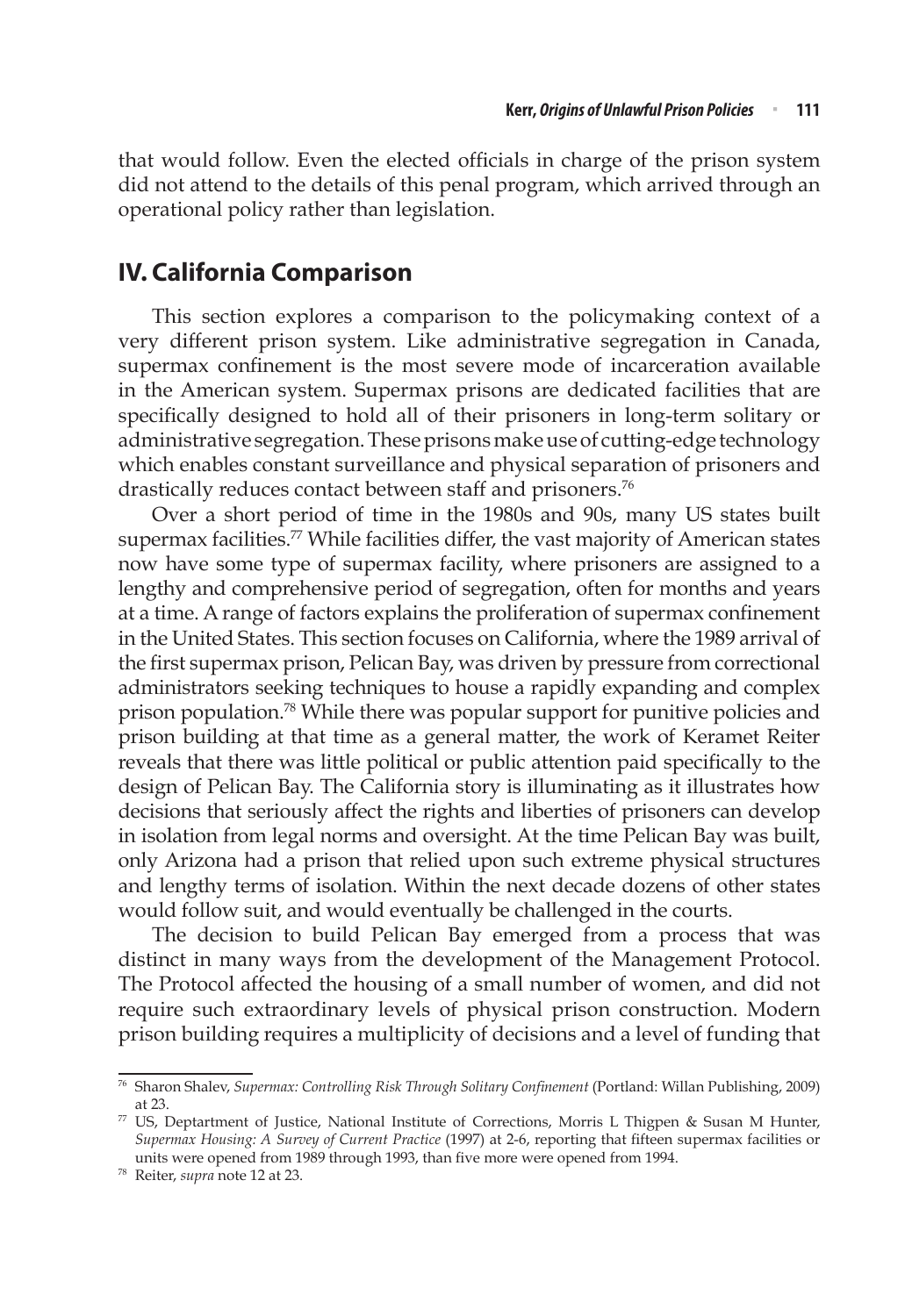that would follow. Even the elected officials in charge of the prison system did not attend to the details of this penal program, which arrived through an operational policy rather than legislation.

## IV. California Comparison

This section explores a comparison to the policymaking context of a very different prison system. Like administrative segregation in Canada, supermax confinement is the most severe mode of incarceration available in the American system. Supermax prisons are dedicated facilities that are specifically designed to hold all of their prisoners in long-term solitary or administrative segregation. These prisons make use of cutting-edge technology which enables constant surveillance and physical separation of prisoners and drastically reduces contact between staff and prisoners.[76]

Over a short period of time in the 1980s and 90s, many US states built supermax facilities.[77] While facilities differ, the vast majority of American states now have some type of supermax facility, where prisoners are assigned to a lengthy and comprehensive period of segregation, often for months and years at a time. A range of factors explains the proliferation of supermax confinement in the United States. This section focuses on California, where the 1989 arrival of the first supermax prison, Pelican Bay, was driven by pressure from correctional administrators seeking techniques to house a rapidly expanding and complex prison population.[78] While there was popular support for punitive policies and prison building at that time as a general matter, the work of Keramet Reiter reveals that there was little political or public attention paid specifically to the design of Pelican Bay. The California story is illuminating as it illustrates how decisions that seriously affect the rights and liberties of prisoners can develop in isolation from legal norms and oversight. At the time Pelican Bay was built, only Arizona had a prison that relied upon such extreme physical structures and lengthy terms of isolation. Within the next decade dozens of other states would follow suit, and would eventually be challenged in the courts.

The decision to build Pelican Bay emerged from a process that was distinct in many ways from the development of the Management Protocol. The Protocol affected the housing of a small number of women, and did not require such extraordinary levels of physical prison construction. Modern prison building requires a multiplicity of decisions and a level of funding that

---

[76] Sharon Shalev, *Supermax: Controlling Risk Through Solitary Confinement* (Portland: Willan Publishing, 2009) at 23.

[77] US, Deptartment of Justice, National Institute of Corrections, Morris L Thigpen & Susan M Hunter, *Supermax Housing: A Survey of Current Practice* (1997) at 2-6, reporting that fifteen supermax facilities or units were opened from 1989 through 1993, than five more were opened from 1994.

[78] Reiter, *supra* note 12 at 23.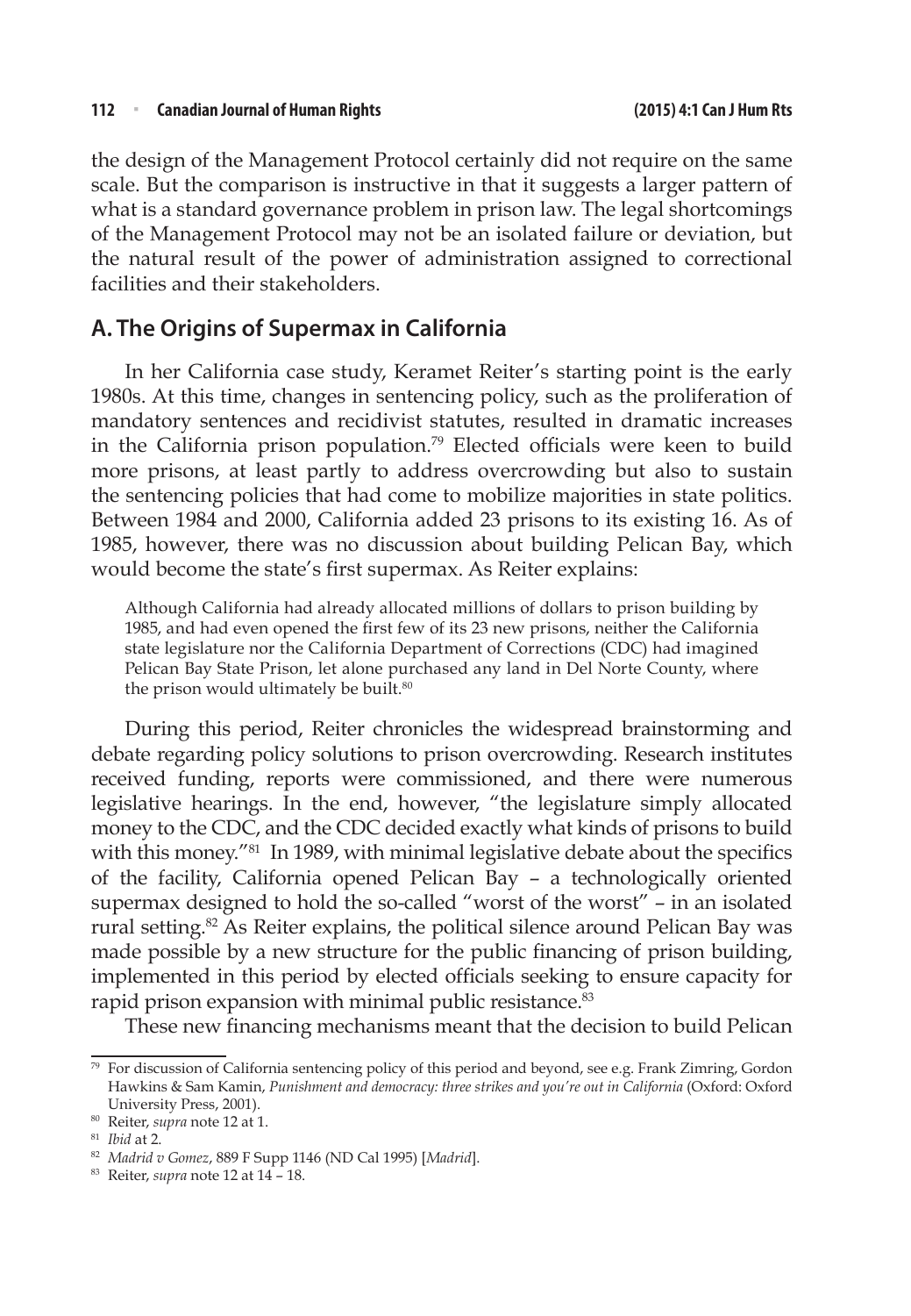the design of the Management Protocol certainly did not require on the same scale. But the comparison is instructive in that it suggests a larger pattern of what is a standard governance problem in prison law. The legal shortcomings of the Management Protocol may not be an isolated failure or deviation, but the natural result of the power of administration assigned to correctional facilities and their stakeholders.

## A. The Origins of Supermax in California

In her California case study, Keramet Reiter's starting point is the early 1980s. At this time, changes in sentencing policy, such as the proliferation of mandatory sentences and recidivist statutes, resulted in dramatic increases in the California prison population.[79] Elected officials were keen to build more prisons, at least partly to address overcrowding but also to sustain the sentencing policies that had come to mobilize majorities in state politics. Between 1984 and 2000, California added 23 prisons to its existing 16. As of 1985, however, there was no discussion about building Pelican Bay, which would become the state's first supermax. As Reiter explains:

> Although California had already allocated millions of dollars to prison building by 1985, and had even opened the first few of its 23 new prisons, neither the California state legislature nor the California Department of Corrections (CDC) had imagined Pelican Bay State Prison, let alone purchased any land in Del Norte County, where the prison would ultimately be built.[80]

During this period, Reiter chronicles the widespread brainstorming and debate regarding policy solutions to prison overcrowding. Research institutes received funding, reports were commissioned, and there were numerous legislative hearings. In the end, however, "the legislature simply allocated money to the CDC, and the CDC decided exactly what kinds of prisons to build with this money."[81] In 1989, with minimal legislative debate about the specifics of the facility, California opened Pelican Bay – a technologically oriented supermax designed to hold the so-called "worst of the worst" – in an isolated rural setting.[82] As Reiter explains, the political silence around Pelican Bay was made possible by a new structure for the public financing of prison building, implemented in this period by elected officials seeking to ensure capacity for rapid prison expansion with minimal public resistance.[83]

These new financing mechanisms meant that the decision to build Pelican

---

[79] For discussion of California sentencing policy of this period and beyond, see e.g. Frank Zimring, Gordon Hawkins & Sam Kamin, *Punishment and democracy: three strikes and you're out in California* (Oxford: Oxford University Press, 2001).

[80] Reiter, *supra* note 12 at 1.

[81] *Ibid* at 2.

[82] *Madrid v Gomez*, 889 F Supp 1146 (ND Cal 1995) [*Madrid*].

[83] Reiter, *supra* note 12 at 14 – 18.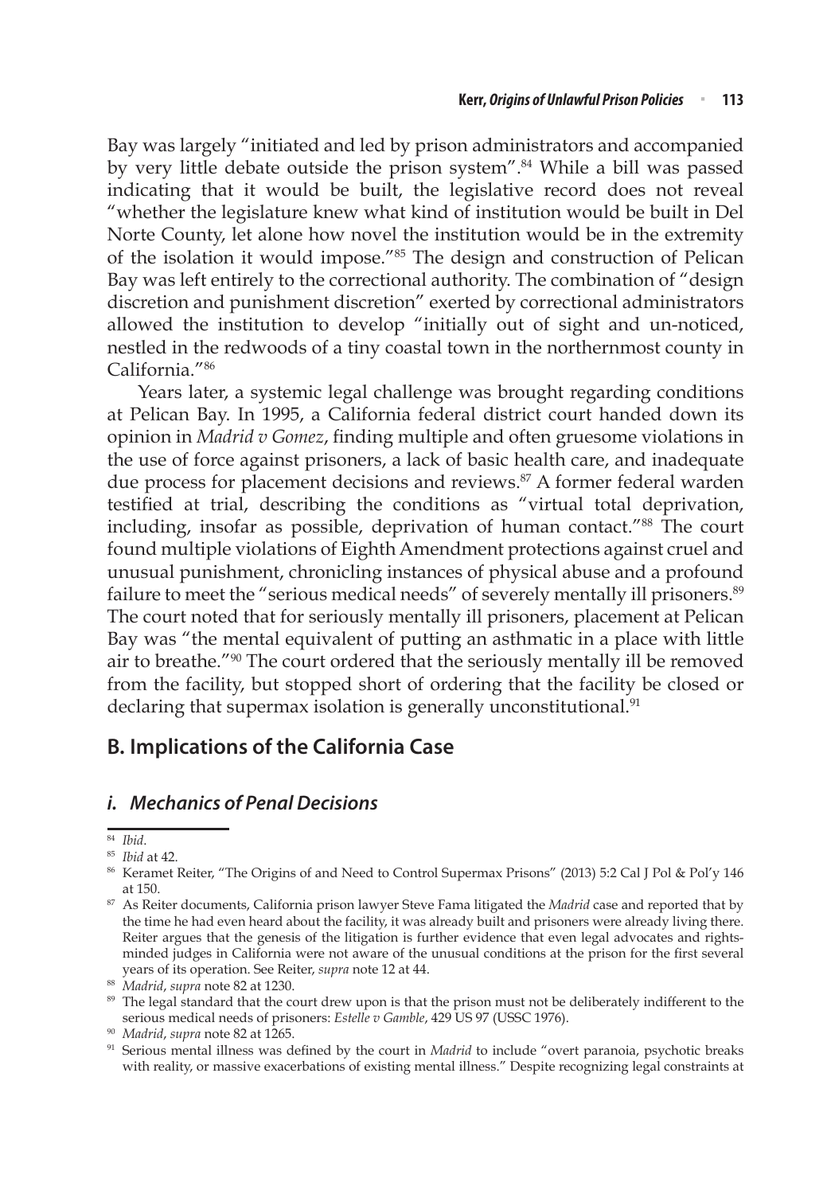Bay was largely "initiated and led by prison administrators and accompanied by very little debate outside the prison system".[84] While a bill was passed indicating that it would be built, the legislative record does not reveal "whether the legislature knew what kind of institution would be built in Del Norte County, let alone how novel the institution would be in the extremity of the isolation it would impose."[85] The design and construction of Pelican Bay was left entirely to the correctional authority. The combination of "design discretion and punishment discretion" exerted by correctional administrators allowed the institution to develop "initially out of sight and un-noticed, nestled in the redwoods of a tiny coastal town in the northernmost county in California."[86]

Years later, a systemic legal challenge was brought regarding conditions at Pelican Bay. In 1995, a California federal district court handed down its opinion in *Madrid v Gomez*, finding multiple and often gruesome violations in the use of force against prisoners, a lack of basic health care, and inadequate due process for placement decisions and reviews.[87] A former federal warden testified at trial, describing the conditions as "virtual total deprivation, including, insofar as possible, deprivation of human contact."[88] The court found multiple violations of Eighth Amendment protections against cruel and unusual punishment, chronicling instances of physical abuse and a profound failure to meet the "serious medical needs" of severely mentally ill prisoners.[89] The court noted that for seriously mentally ill prisoners, placement at Pelican Bay was "the mental equivalent of putting an asthmatic in a place with little air to breathe."[90] The court ordered that the seriously mentally ill be removed from the facility, but stopped short of ordering that the facility be closed or declaring that supermax isolation is generally unconstitutional.[91]

## B. Implications of the California Case

### *i. Mechanics of Penal Decisions*

---

[84] *Ibid*.

[85] *Ibid* at 42.

[86] Keramet Reiter, "The Origins of and Need to Control Supermax Prisons" (2013) 5:2 Cal J Pol & Pol'y 146 at 150.

[87] As Reiter documents, California prison lawyer Steve Fama litigated the *Madrid* case and reported that by the time he had even heard about the facility, it was already built and prisoners were already living there. Reiter argues that the genesis of the litigation is further evidence that even legal advocates and rights-minded judges in California were not aware of the unusual conditions at the prison for the first several years of its operation. See Reiter, *supra* note 12 at 44.

[88] *Madrid*, *supra* note 82 at 1230.

[89] The legal standard that the court drew upon is that the prison must not be deliberately indifferent to the serious medical needs of prisoners: *Estelle v Gamble*, 429 US 97 (USSC 1976).

[90] *Madrid*, *supra* note 82 at 1265.

[91] Serious mental illness was defined by the court in *Madrid* to include "overt paranoia, psychotic breaks with reality, or massive exacerbations of existing mental illness." Despite recognizing legal constraints at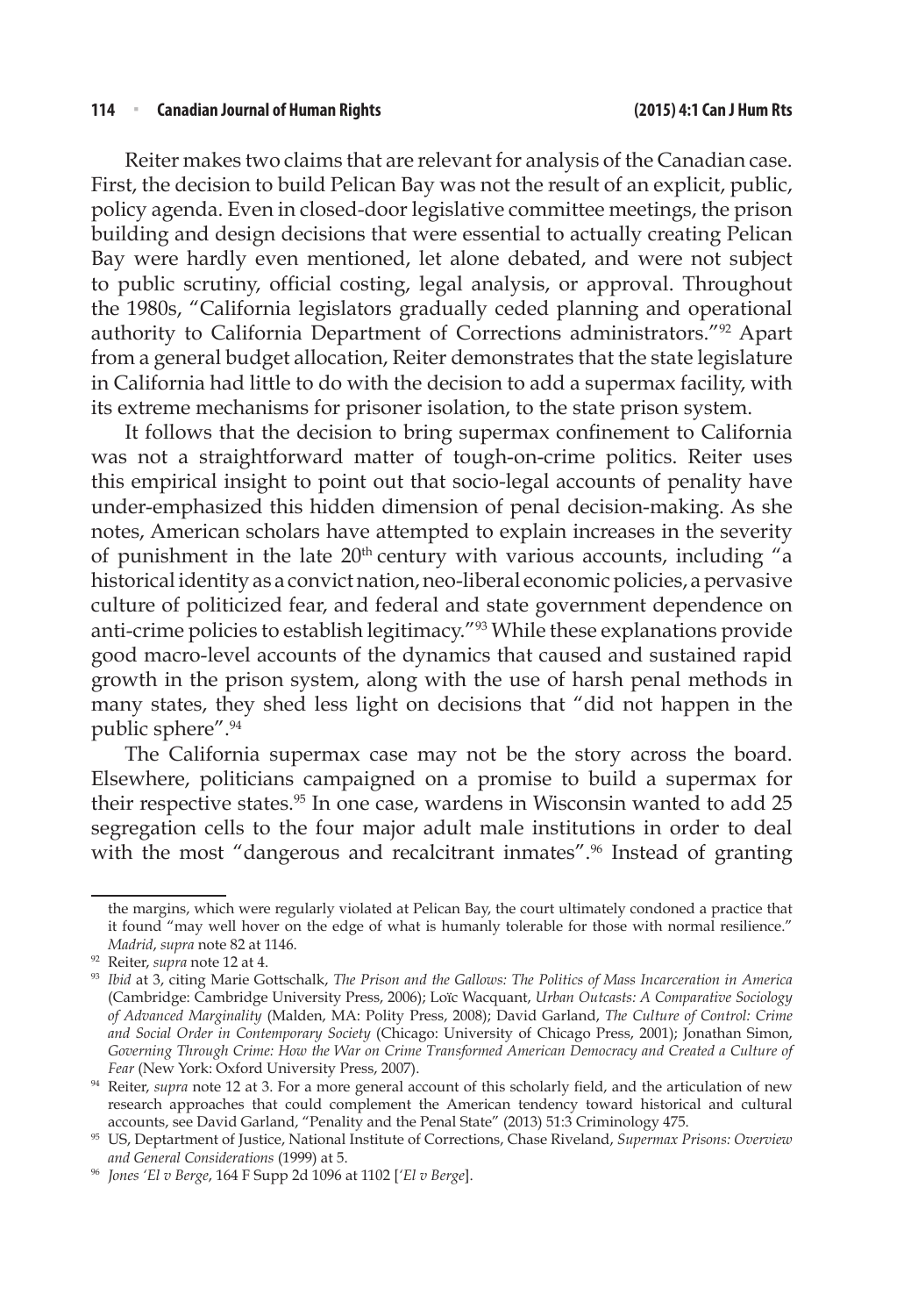Reiter makes two claims that are relevant for analysis of the Canadian case. First, the decision to build Pelican Bay was not the result of an explicit, public, policy agenda. Even in closed-door legislative committee meetings, the prison building and design decisions that were essential to actually creating Pelican Bay were hardly even mentioned, let alone debated, and were not subject to public scrutiny, official costing, legal analysis, or approval. Throughout the 1980s, "California legislators gradually ceded planning and operational authority to California Department of Corrections administrators."[92] Apart from a general budget allocation, Reiter demonstrates that the state legislature in California had little to do with the decision to add a supermax facility, with its extreme mechanisms for prisoner isolation, to the state prison system.

It follows that the decision to bring supermax confinement to California was not a straightforward matter of tough-on-crime politics. Reiter uses this empirical insight to point out that socio-legal accounts of penality have under-emphasized this hidden dimension of penal decision-making. As she notes, American scholars have attempted to explain increases in the severity of punishment in the late 20th century with various accounts, including "a historical identity as a convict nation, neo-liberal economic policies, a pervasive culture of politicized fear, and federal and state government dependence on anti-crime policies to establish legitimacy."[93] While these explanations provide good macro-level accounts of the dynamics that caused and sustained rapid growth in the prison system, along with the use of harsh penal methods in many states, they shed less light on decisions that "did not happen in the public sphere".[94]

The California supermax case may not be the story across the board. Elsewhere, politicians campaigned on a promise to build a supermax for their respective states.[95] In one case, wardens in Wisconsin wanted to add 25 segregation cells to the four major adult male institutions in order to deal with the most "dangerous and recalcitrant inmates".[96] Instead of granting

---

the margins, which were regularly violated at Pelican Bay, the court ultimately condoned a practice that it found "may well hover on the edge of what is humanly tolerable for those with normal resilience." *Madrid*, *supra* note 82 at 1146.

[92] Reiter, *supra* note 12 at 4.

[93] *Ibid* at 3, citing Marie Gottschalk, *The Prison and the Gallows: The Politics of Mass Incarceration in America* (Cambridge: Cambridge University Press, 2006); Loïc Wacquant, *Urban Outcasts: A Comparative Sociology of Advanced Marginality* (Malden, MA: Polity Press, 2008); David Garland, *The Culture of Control: Crime and Social Order in Contemporary Society* (Chicago: University of Chicago Press, 2001); Jonathan Simon, *Governing Through Crime: How the War on Crime Transformed American Democracy and Created a Culture of Fear* (New York: Oxford University Press, 2007).

[94] Reiter, *supra* note 12 at 3. For a more general account of this scholarly field, and the articulation of new research approaches that could complement the American tendency toward historical and cultural accounts, see David Garland, "Penality and the Penal State" (2013) 51:3 Criminology 475.

[95] US, Deptartment of Justice, National Institute of Corrections, Chase Riveland, *Supermax Prisons: Overview and General Considerations* (1999) at 5.

[96] *Jones 'El v Berge*, 164 F Supp 2d 1096 at 1102 [*'El v Berge*].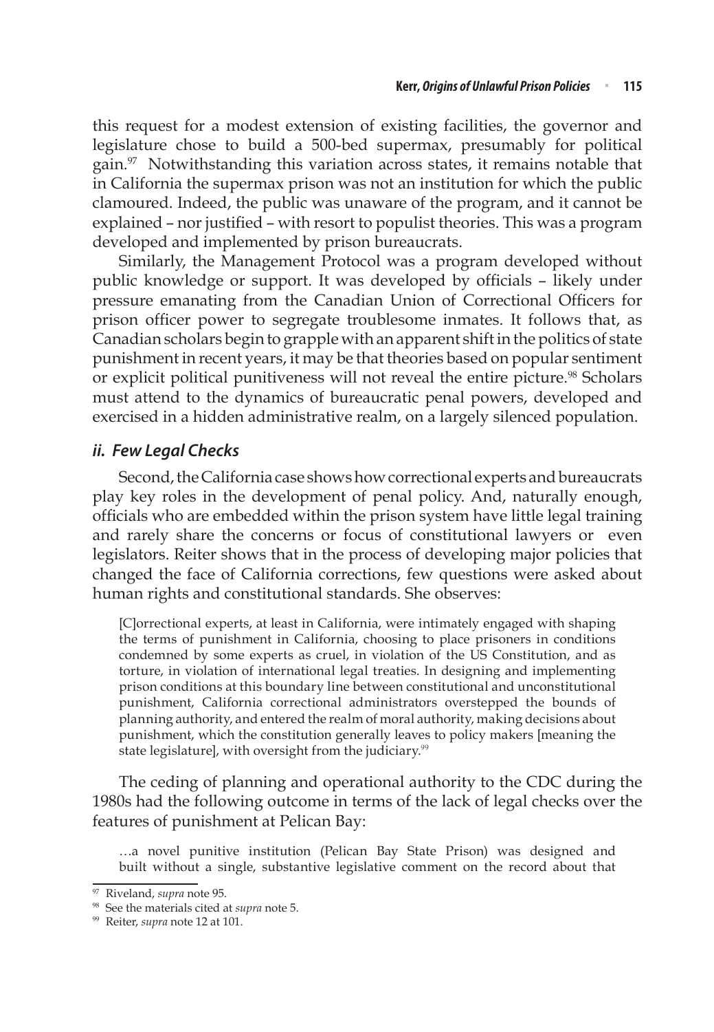this request for a modest extension of existing facilities, the governor and legislature chose to build a 500-bed supermax, presumably for political gain.[97] Notwithstanding this variation across states, it remains notable that in California the supermax prison was not an institution for which the public clamoured. Indeed, the public was unaware of the program, and it cannot be explained – nor justified – with resort to populist theories. This was a program developed and implemented by prison bureaucrats.

Similarly, the Management Protocol was a program developed without public knowledge or support. It was developed by officials – likely under pressure emanating from the Canadian Union of Correctional Officers for prison officer power to segregate troublesome inmates. It follows that, as Canadian scholars begin to grapple with an apparent shift in the politics of state punishment in recent years, it may be that theories based on popular sentiment or explicit political punitiveness will not reveal the entire picture.[98] Scholars must attend to the dynamics of bureaucratic penal powers, developed and exercised in a hidden administrative realm, on a largely silenced population.

### *ii. Few Legal Checks*

Second, the California case shows how correctional experts and bureaucrats play key roles in the development of penal policy. And, naturally enough, officials who are embedded within the prison system have little legal training and rarely share the concerns or focus of constitutional lawyers or even legislators. Reiter shows that in the process of developing major policies that changed the face of California corrections, few questions were asked about human rights and constitutional standards. She observes:

> [C]orrectional experts, at least in California, were intimately engaged with shaping the terms of punishment in California, choosing to place prisoners in conditions condemned by some experts as cruel, in violation of the US Constitution, and as torture, in violation of international legal treaties. In designing and implementing prison conditions at this boundary line between constitutional and unconstitutional punishment, California correctional administrators overstepped the bounds of planning authority, and entered the realm of moral authority, making decisions about punishment, which the constitution generally leaves to policy makers [meaning the state legislature], with oversight from the judiciary.[99]

The ceding of planning and operational authority to the CDC during the 1980s had the following outcome in terms of the lack of legal checks over the features of punishment at Pelican Bay:

> …a novel punitive institution (Pelican Bay State Prison) was designed and built without a single, substantive legislative comment on the record about that

---

[97] Riveland, *supra* note 95.

[98] See the materials cited at *supra* note 5.

[99] Reiter, *supra* note 12 at 101.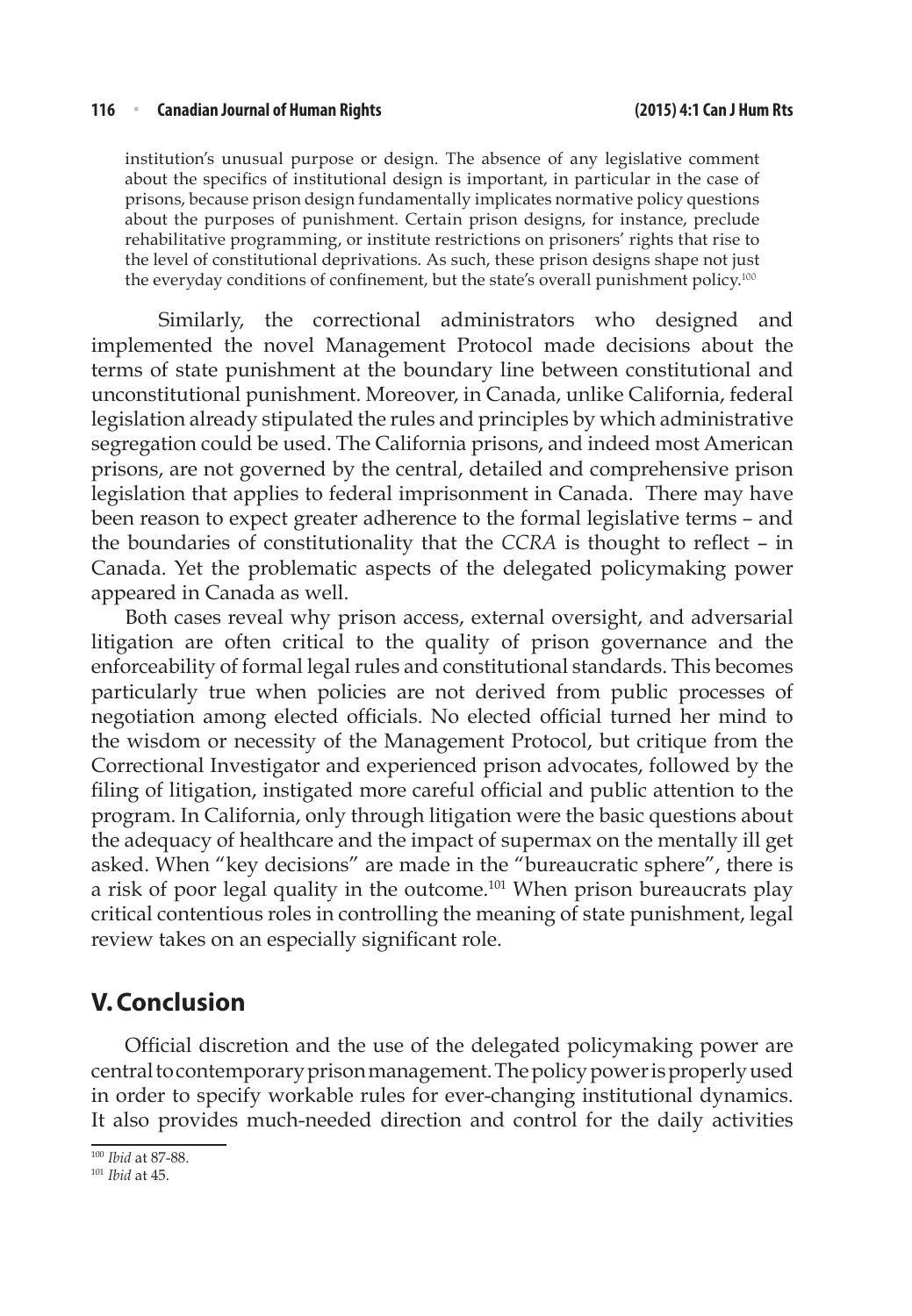institution's unusual purpose or design. The absence of any legislative comment about the specifics of institutional design is important, in particular in the case of prisons, because prison design fundamentally implicates normative policy questions about the purposes of punishment. Certain prison designs, for instance, preclude rehabilitative programming, or institute restrictions on prisoners' rights that rise to the level of constitutional deprivations. As such, these prison designs shape not just the everyday conditions of confinement, but the state's overall punishment policy.[100]

Similarly, the correctional administrators who designed and implemented the novel Management Protocol made decisions about the terms of state punishment at the boundary line between constitutional and unconstitutional punishment. Moreover, in Canada, unlike California, federal legislation already stipulated the rules and principles by which administrative segregation could be used. The California prisons, and indeed most American prisons, are not governed by the central, detailed and comprehensive prison legislation that applies to federal imprisonment in Canada. There may have been reason to expect greater adherence to the formal legislative terms – and the boundaries of constitutionality that the *CCRA* is thought to reflect – in Canada. Yet the problematic aspects of the delegated policymaking power appeared in Canada as well.

Both cases reveal why prison access, external oversight, and adversarial litigation are often critical to the quality of prison governance and the enforceability of formal legal rules and constitutional standards. This becomes particularly true when policies are not derived from public processes of negotiation among elected officials. No elected official turned her mind to the wisdom or necessity of the Management Protocol, but critique from the Correctional Investigator and experienced prison advocates, followed by the filing of litigation, instigated more careful official and public attention to the program. In California, only through litigation were the basic questions about the adequacy of healthcare and the impact of supermax on the mentally ill get asked. When "key decisions" are made in the "bureaucratic sphere", there is a risk of poor legal quality in the outcome.[101] When prison bureaucrats play critical contentious roles in controlling the meaning of state punishment, legal review takes on an especially significant role.

## V. Conclusion

Official discretion and the use of the delegated policymaking power are central to contemporary prison management. The policy power is properly used in order to specify workable rules for ever-changing institutional dynamics. It also provides much-needed direction and control for the daily activities

---

[100] *Ibid* at 87-88.

[101] *Ibid* at 45.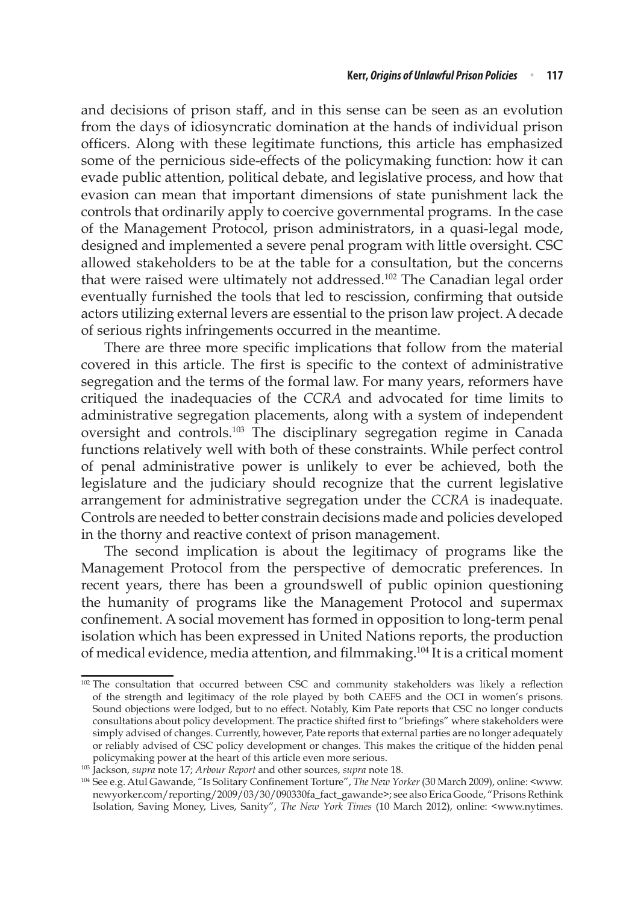and decisions of prison staff, and in this sense can be seen as an evolution from the days of idiosyncratic domination at the hands of individual prison officers. Along with these legitimate functions, this article has emphasized some of the pernicious side-effects of the policymaking function: how it can evade public attention, political debate, and legislative process, and how that evasion can mean that important dimensions of state punishment lack the controls that ordinarily apply to coercive governmental programs. In the case of the Management Protocol, prison administrators, in a quasi-legal mode, designed and implemented a severe penal program with little oversight. CSC allowed stakeholders to be at the table for a consultation, but the concerns that were raised were ultimately not addressed.[102] The Canadian legal order eventually furnished the tools that led to rescission, confirming that outside actors utilizing external levers are essential to the prison law project. A decade of serious rights infringements occurred in the meantime.

There are three more specific implications that follow from the material covered in this article. The first is specific to the context of administrative segregation and the terms of the formal law. For many years, reformers have critiqued the inadequacies of the *CCRA* and advocated for time limits to administrative segregation placements, along with a system of independent oversight and controls.[103] The disciplinary segregation regime in Canada functions relatively well with both of these constraints. While perfect control of penal administrative power is unlikely to ever be achieved, both the legislature and the judiciary should recognize that the current legislative arrangement for administrative segregation under the *CCRA* is inadequate. Controls are needed to better constrain decisions made and policies developed in the thorny and reactive context of prison management.

The second implication is about the legitimacy of programs like the Management Protocol from the perspective of democratic preferences. In recent years, there has been a groundswell of public opinion questioning the humanity of programs like the Management Protocol and supermax confinement. A social movement has formed in opposition to long-term penal isolation which has been expressed in United Nations reports, the production of medical evidence, media attention, and filmmaking.[104] It is a critical moment

---

[102] The consultation that occurred between CSC and community stakeholders was likely a reflection of the strength and legitimacy of the role played by both CAEFS and the OCI in women's prisons. Sound objections were lodged, but to no effect. Notably, Kim Pate reports that CSC no longer conducts consultations about policy development. The practice shifted first to "briefings" where stakeholders were simply advised of changes. Currently, however, Pate reports that external parties are no longer adequately or reliably advised of CSC policy development or changes. This makes the critique of the hidden penal policymaking power at the heart of this article even more serious.

[103] Jackson, *supra* note 17; *Arbour Report* and other sources, *supra* note 18.

[104] See e.g. Atul Gawande, "Is Solitary Confinement Torture", *The New Yorker* (30 March 2009), online: <www.newyorker.com/reporting/2009/03/30/090330fa_fact_gawande>; see also Erica Goode, "Prisons Rethink Isolation, Saving Money, Lives, Sanity", *The New York Times* (10 March 2012), online: <www.nytimes.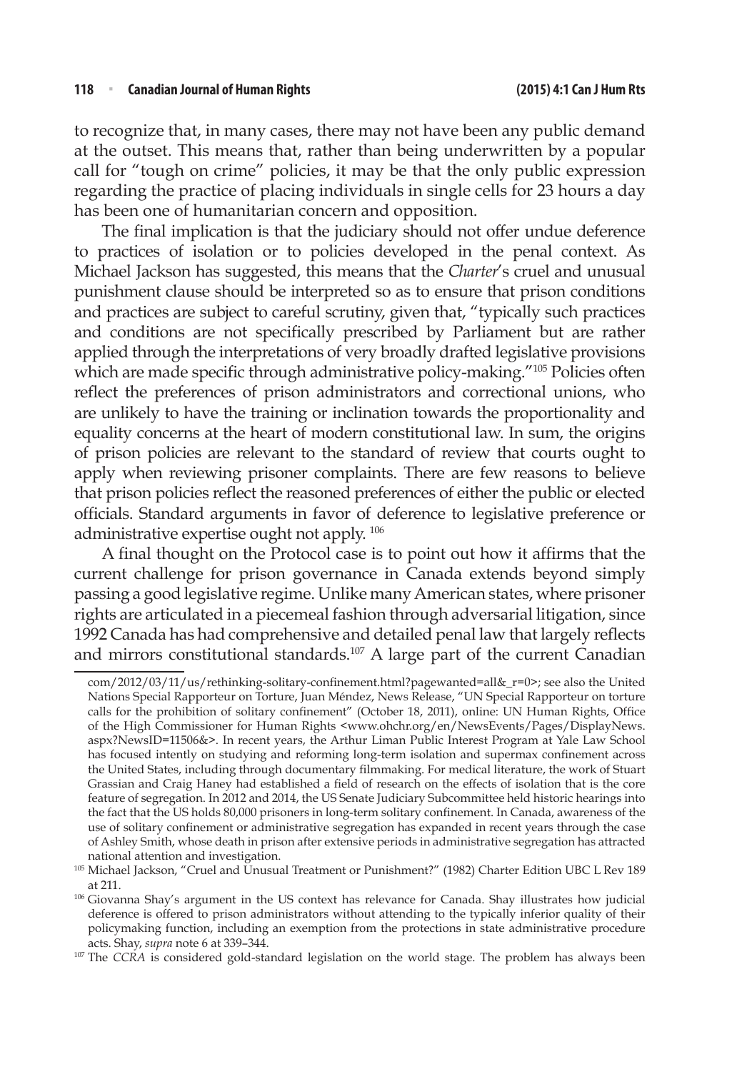to recognize that, in many cases, there may not have been any public demand at the outset. This means that, rather than being underwritten by a popular call for "tough on crime" policies, it may be that the only public expression regarding the practice of placing individuals in single cells for 23 hours a day has been one of humanitarian concern and opposition.

The final implication is that the judiciary should not offer undue deference to practices of isolation or to policies developed in the penal context. As Michael Jackson has suggested, this means that the *Charter*'s cruel and unusual punishment clause should be interpreted so as to ensure that prison conditions and practices are subject to careful scrutiny, given that, "typically such practices and conditions are not specifically prescribed by Parliament but are rather applied through the interpretations of very broadly drafted legislative provisions which are made specific through administrative policy-making."[105] Policies often reflect the preferences of prison administrators and correctional unions, who are unlikely to have the training or inclination towards the proportionality and equality concerns at the heart of modern constitutional law. In sum, the origins of prison policies are relevant to the standard of review that courts ought to apply when reviewing prisoner complaints. There are few reasons to believe that prison policies reflect the reasoned preferences of either the public or elected officials. Standard arguments in favor of deference to legislative preference or administrative expertise ought not apply.[106]

A final thought on the Protocol case is to point out how it affirms that the current challenge for prison governance in Canada extends beyond simply passing a good legislative regime. Unlike many American states, where prisoner rights are articulated in a piecemeal fashion through adversarial litigation, since 1992 Canada has had comprehensive and detailed penal law that largely reflects and mirrors constitutional standards.[107] A large part of the current Canadian

---

com/2012/03/11/us/rethinking-solitary-confinement.html?pagewanted=all&_r=0>; see also the United Nations Special Rapporteur on Torture, Juan Méndez, News Release, "UN Special Rapporteur on torture calls for the prohibition of solitary confinement" (October 18, 2011), online: UN Human Rights, Office of the High Commissioner for Human Rights <www.ohchr.org/en/NewsEvents/Pages/DisplayNews.aspx?NewsID=11506&>. In recent years, the Arthur Liman Public Interest Program at Yale Law School has focused intently on studying and reforming long-term isolation and supermax confinement across the United States, including through documentary filmmaking. For medical literature, the work of Stuart Grassian and Craig Haney had established a field of research on the effects of isolation that is the core feature of segregation. In 2012 and 2014, the US Senate Judiciary Subcommittee held historic hearings into the fact that the US holds 80,000 prisoners in long-term solitary confinement. In Canada, awareness of the use of solitary confinement or administrative segregation has expanded in recent years through the case of Ashley Smith, whose death in prison after extensive periods in administrative segregation has attracted national attention and investigation.

[105] Michael Jackson, "Cruel and Unusual Treatment or Punishment?" (1982) Charter Edition UBC L Rev 189 at 211.

[106] Giovanna Shay's argument in the US context has relevance for Canada. Shay illustrates how judicial deference is offered to prison administrators without attending to the typically inferior quality of their policymaking function, including an exemption from the protections in state administrative procedure acts. Shay, *supra* note 6 at 339–344.

[107] The *CCRA* is considered gold-standard legislation on the world stage. The problem has always been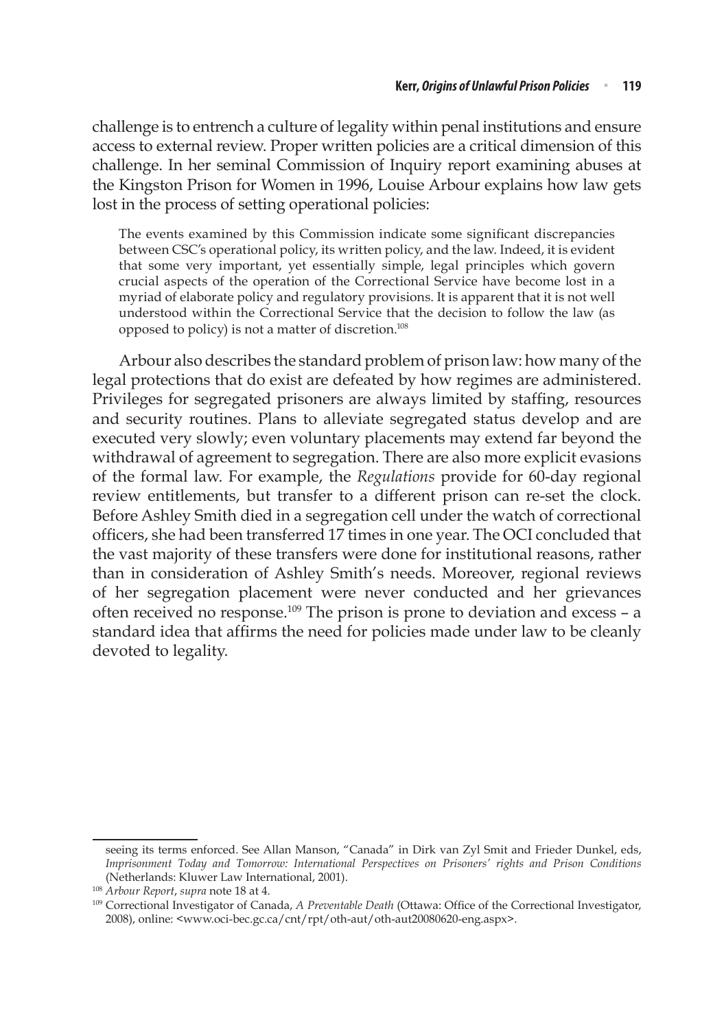challenge is to entrench a culture of legality within penal institutions and ensure access to external review. Proper written policies are a critical dimension of this challenge. In her seminal Commission of Inquiry report examining abuses at the Kingston Prison for Women in 1996, Louise Arbour explains how law gets lost in the process of setting operational policies:

> The events examined by this Commission indicate some significant discrepancies between CSC's operational policy, its written policy, and the law. Indeed, it is evident that some very important, yet essentially simple, legal principles which govern crucial aspects of the operation of the Correctional Service have become lost in a myriad of elaborate policy and regulatory provisions. It is apparent that it is not well understood within the Correctional Service that the decision to follow the law (as opposed to policy) is not a matter of discretion.[108]

Arbour also describes the standard problem of prison law: how many of the legal protections that do exist are defeated by how regimes are administered. Privileges for segregated prisoners are always limited by staffing, resources and security routines. Plans to alleviate segregated status develop and are executed very slowly; even voluntary placements may extend far beyond the withdrawal of agreement to segregation. There are also more explicit evasions of the formal law. For example, the *Regulations* provide for 60-day regional review entitlements, but transfer to a different prison can re-set the clock. Before Ashley Smith died in a segregation cell under the watch of correctional officers, she had been transferred 17 times in one year. The OCI concluded that the vast majority of these transfers were done for institutional reasons, rather than in consideration of Ashley Smith's needs. Moreover, regional reviews of her segregation placement were never conducted and her grievances often received no response.[109] The prison is prone to deviation and excess – a standard idea that affirms the need for policies made under law to be cleanly devoted to legality.

---

seeing its terms enforced. See Allan Manson, "Canada" in Dirk van Zyl Smit and Frieder Dunkel, eds, *Imprisonment Today and Tomorrow: International Perspectives on Prisoners' rights and Prison Conditions* (Netherlands: Kluwer Law International, 2001).

[108] *Arbour Report*, *supra* note 18 at 4.

[109] Correctional Investigator of Canada, *A Preventable Death* (Ottawa: Office of the Correctional Investigator, 2008), online: <www.oci-bec.gc.ca/cnt/rpt/oth-aut/oth-aut20080620-eng.aspx>.